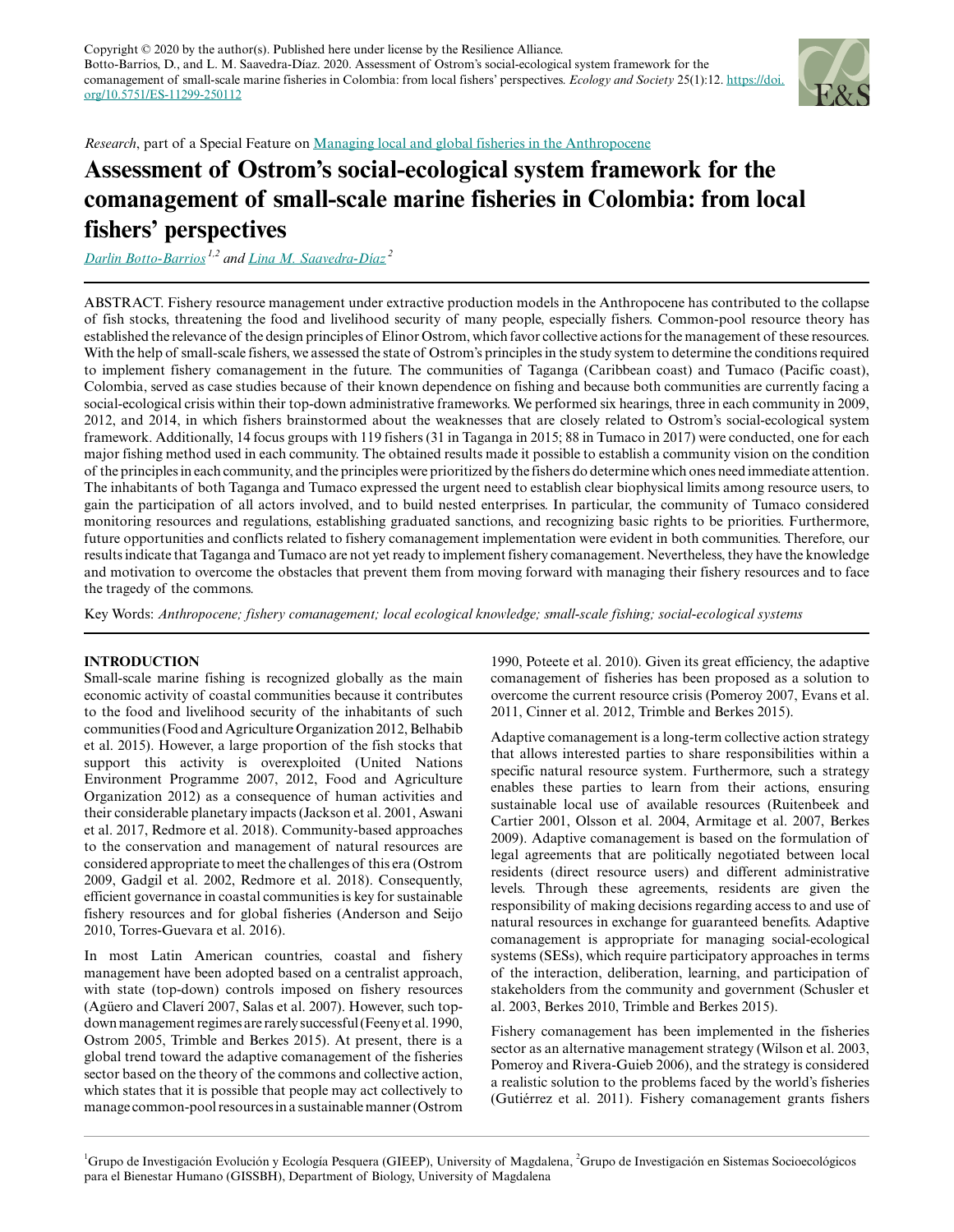Copyright © 2020 by the author(s). Published here under license by the Resilience Alliance.
Botto-Barrios, D., and L. M. Saavedra-Díaz. 2020. Assessment of Ostrom's social-ecological system framework for the comanagement of small-scale marine fisheries in Colombia: from local fishers' perspectives. *Ecology and Society* 25(1):12. https://doi.org/10.5751/ES-11299-250112

*Research*, part of a Special Feature on Managing local and global fisheries in the Anthropocene

# Assessment of Ostrom's social-ecological system framework for the comanagement of small-scale marine fisheries in Colombia: from local fishers' perspectives

*Darlin Botto-Barrios* [1,2] *and Lina M. Saavedra-Díaz* [2]

ABSTRACT. Fishery resource management under extractive production models in the Anthropocene has contributed to the collapse of fish stocks, threatening the food and livelihood security of many people, especially fishers. Common-pool resource theory has established the relevance of the design principles of Elinor Ostrom, which favor collective actions for the management of these resources. With the help of small-scale fishers, we assessed the state of Ostrom's principles in the study system to determine the conditions required to implement fishery comanagement in the future. The communities of Taganga (Caribbean coast) and Tumaco (Pacific coast), Colombia, served as case studies because of their known dependence on fishing and because both communities are currently facing a social-ecological crisis within their top-down administrative frameworks. We performed six hearings, three in each community in 2009, 2012, and 2014, in which fishers brainstormed about the weaknesses that are closely related to Ostrom's social-ecological system framework. Additionally, 14 focus groups with 119 fishers (31 in Taganga in 2015; 88 in Tumaco in 2017) were conducted, one for each major fishing method used in each community. The obtained results made it possible to establish a community vision on the condition of the principles in each community, and the principles were prioritized by the fishers do determine which ones need immediate attention. The inhabitants of both Taganga and Tumaco expressed the urgent need to establish clear biophysical limits among resource users, to gain the participation of all actors involved, and to build nested enterprises. In particular, the community of Tumaco considered monitoring resources and regulations, establishing graduated sanctions, and recognizing basic rights to be priorities. Furthermore, future opportunities and conflicts related to fishery comanagement implementation were evident in both communities. Therefore, our results indicate that Taganga and Tumaco are not yet ready to implement fishery comanagement. Nevertheless, they have the knowledge and motivation to overcome the obstacles that prevent them from moving forward with managing their fishery resources and to face the tragedy of the commons.

Key Words: *Anthropocene; fishery comanagement; local ecological knowledge; small-scale fishing; social-ecological systems*

## INTRODUCTION

Small-scale marine fishing is recognized globally as the main economic activity of coastal communities because it contributes to the food and livelihood security of the inhabitants of such communities (Food and Agriculture Organization 2012, Belhabib et al. 2015). However, a large proportion of the fish stocks that support this activity is overexploited (United Nations Environment Programme 2007, 2012, Food and Agriculture Organization 2012) as a consequence of human activities and their considerable planetary impacts (Jackson et al. 2001, Aswani et al. 2017, Redmore et al. 2018). Community-based approaches to the conservation and management of natural resources are considered appropriate to meet the challenges of this era (Ostrom 2009, Gadgil et al. 2002, Redmore et al. 2018). Consequently, efficient governance in coastal communities is key for sustainable fishery resources and for global fisheries (Anderson and Seijo 2010, Torres-Guevara et al. 2016).

In most Latin American countries, coastal and fishery management have been adopted based on a centralist approach, with state (top-down) controls imposed on fishery resources (Agüero and Claverí 2007, Salas et al. 2007). However, such top-down management regimes are rarely successful (Feeny et al. 1990, Ostrom 2005, Trimble and Berkes 2015). At present, there is a global trend toward the adaptive comanagement of the fisheries sector based on the theory of the commons and collective action, which states that it is possible that people may act collectively to manage common-pool resources in a sustainable manner (Ostrom 1990, Poteete et al. 2010). Given its great efficiency, the adaptive comanagement of fisheries has been proposed as a solution to overcome the current resource crisis (Pomeroy 2007, Evans et al. 2011, Cinner et al. 2012, Trimble and Berkes 2015).

Adaptive comanagement is a long-term collective action strategy that allows interested parties to share responsibilities within a specific natural resource system. Furthermore, such a strategy enables these parties to learn from their actions, ensuring sustainable local use of available resources (Ruitenbeek and Cartier 2001, Olsson et al. 2004, Armitage et al. 2007, Berkes 2009). Adaptive comanagement is based on the formulation of legal agreements that are politically negotiated between local residents (direct resource users) and different administrative levels. Through these agreements, residents are given the responsibility of making decisions regarding access to and use of natural resources in exchange for guaranteed benefits. Adaptive comanagement is appropriate for managing social-ecological systems (SESs), which require participatory approaches in terms of the interaction, deliberation, learning, and participation of stakeholders from the community and government (Schusler et al. 2003, Berkes 2010, Trimble and Berkes 2015).

Fishery comanagement has been implemented in the fisheries sector as an alternative management strategy (Wilson et al. 2003, Pomeroy and Rivera-Guieb 2006), and the strategy is considered a realistic solution to the problems faced by the world's fisheries (Gutiérrez et al. 2011). Fishery comanagement grants fishers

[1]Grupo de Investigación Evolución y Ecología Pesquera (GIEEP), University of Magdalena, [2]Grupo de Investigación en Sistemas Socioecológicos para el Bienestar Humano (GISSBH), Department of Biology, University of Magdalena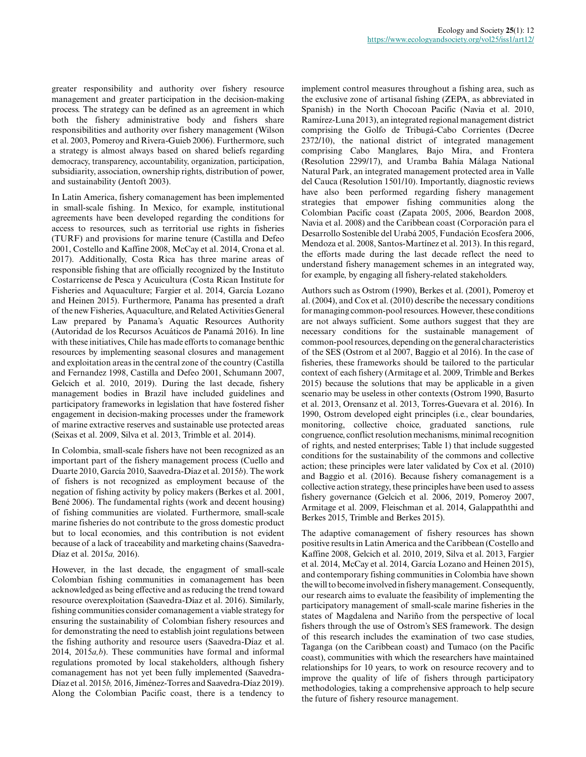greater responsibility and authority over fishery resource management and greater participation in the decision-making process. The strategy can be defined as an agreement in which both the fishery administrative body and fishers share responsibilities and authority over fishery management (Wilson et al. 2003, Pomeroy and Rivera-Guieb 2006). Furthermore, such a strategy is almost always based on shared beliefs regarding democracy, transparency, accountability, organization, participation, subsidiarity, association, ownership rights, distribution of power, and sustainability (Jentoft 2003).

In Latin America, fishery comanagement has been implemented in small-scale fishing. In Mexico, for example, institutional agreements have been developed regarding the conditions for access to resources, such as territorial use rights in fisheries (TURF) and provisions for marine tenure (Castilla and Defeo 2001, Costello and Kaffine 2008, McCay et al. 2014, Crona et al. 2017). Additionally, Costa Rica has three marine areas of responsible fishing that are officially recognized by the Instituto Costarricense de Pesca y Acuicultura (Costa Rican Institute for Fisheries and Aquaculture; Fargier et al. 2014, García Lozano and Heinen 2015). Furthermore, Panama has presented a draft of the new Fisheries, Aquaculture, and Related Activities General Law prepared by Panama's Aquatic Resources Authority (Autoridad de los Recursos Acuáticos de Panamá 2016). In line with these initiatives, Chile has made efforts to comanage benthic resources by implementing seasonal closures and management and exploitation areas in the central zone of the country (Castilla and Fernandez 1998, Castilla and Defeo 2001, Schumann 2007, Gelcich et al. 2010, 2019). During the last decade, fishery management bodies in Brazil have included guidelines and participatory frameworks in legislation that have fostered fisher engagement in decision-making processes under the framework of marine extractive reserves and sustainable use protected areas (Seixas et al. 2009, Silva et al. 2013, Trimble et al. 2014).

In Colombia, small-scale fishers have not been recognized as an important part of the fishery management process (Cuello and Duarte 2010, García 2010, Saavedra-Díaz et al. 2015*b*). The work of fishers is not recognized as employment because of the negation of fishing activity by policy makers (Berkes et al. 2001, Bené 2006). The fundamental rights (work and decent housing) of fishing communities are violated. Furthermore, small-scale marine fisheries do not contribute to the gross domestic product but to local economies, and this contribution is not evident because of a lack of traceability and marketing chains (Saavedra-Díaz et al. 2015*a,* 2016).

However, in the last decade, the engagment of small-scale Colombian fishing communities in comanagement has been acknowledged as being effective and as reducing the trend toward resource overexploitation (Saavedra-Díaz et al. 2016). Similarly, fishing communities consider comanagement a viable strategy for ensuring the sustainability of Colombian fishery resources and for demonstrating the need to establish joint regulations between the fishing authority and resource users (Saavedra-Díaz et al. 2014, 2015*a,b*). These communities have formal and informal regulations promoted by local stakeholders, although fishery comanagement has not yet been fully implemented (Saavedra-Díaz et al. 2015*b,* 2016, Jiménez-Torres and Saavedra-Díaz 2019). Along the Colombian Pacific coast, there is a tendency to implement control measures throughout a fishing area, such as the exclusive zone of artisanal fishing (ZEPA, as abbreviated in Spanish) in the North Chocoan Pacific (Navia et al. 2010, Ramírez-Luna 2013), an integrated regional management district comprising the Golfo de Tribugá-Cabo Corrientes (Decree 2372/10), the national district of integrated management comprising Cabo Manglares, Bajo Mira, and Frontera (Resolution 2299/17), and Uramba Bahía Málaga National Natural Park, an integrated management protected area in Valle del Cauca (Resolution 1501/10). Importantly, diagnostic reviews have also been performed regarding fishery management strategies that empower fishing communities along the Colombian Pacific coast (Zapata 2005, 2006, Beardon 2008, Navia et al. 2008) and the Caribbean coast (Corporación para el Desarrollo Sostenible del Urabá 2005, Fundación Ecosfera 2006, Mendoza et al. 2008, Santos-Martínez et al. 2013). In this regard, the efforts made during the last decade reflect the need to understand fishery management schemes in an integrated way, for example, by engaging all fishery-related stakeholders.

Authors such as Ostrom (1990), Berkes et al. (2001), Pomeroy et al. (2004), and Cox et al. (2010) describe the necessary conditions for managing common-pool resources. However, these conditions are not always sufficient. Some authors suggest that they are necessary conditions for the sustainable management of common-pool resources, depending on the general characteristics of the SES (Ostrom et al 2007, Baggio et al 2016). In the case of fisheries, these frameworks should be tailored to the particular context of each fishery (Armitage et al. 2009, Trimble and Berkes 2015) because the solutions that may be applicable in a given scenario may be useless in other contexts (Ostrom 1990, Basurto et al. 2013, Orensanz et al. 2013, Torres-Guevara et al. 2016). In 1990, Ostrom developed eight principles (i.e., clear boundaries, monitoring, collective choice, graduated sanctions, rule congruence, conflict resolution mechanisms, minimal recognition of rights, and nested enterprises; Table 1) that include suggested conditions for the sustainability of the commons and collective action; these principles were later validated by Cox et al. (2010) and Baggio et al. (2016). Because fishery comanagement is a collective action strategy, these principles have been used to assess fishery governance (Gelcich et al. 2006, 2019, Pomeroy 2007, Armitage et al. 2009, Fleischman et al. 2014, Galappaththi and Berkes 2015, Trimble and Berkes 2015).

The adaptive comanagement of fishery resources has shown positive results in Latin America and the Caribbean (Costello and Kaffine 2008, Gelcich et al. 2010, 2019, Silva et al. 2013, Fargier et al. 2014, McCay et al. 2014, García Lozano and Heinen 2015), and contemporary fishing communities in Colombia have shown the will to become involved in fishery management. Consequently, our research aims to evaluate the feasibility of implementing the participatory management of small-scale marine fisheries in the states of Magdalena and Nariño from the perspective of local fishers through the use of Ostrom's SES framework. The design of this research includes the examination of two case studies, Taganga (on the Caribbean coast) and Tumaco (on the Pacific coast), communities with which the researchers have maintained relationships for 10 years, to work on resource recovery and to improve the quality of life of fishers through participatory methodologies, taking a comprehensive approach to help secure the future of fishery resource management.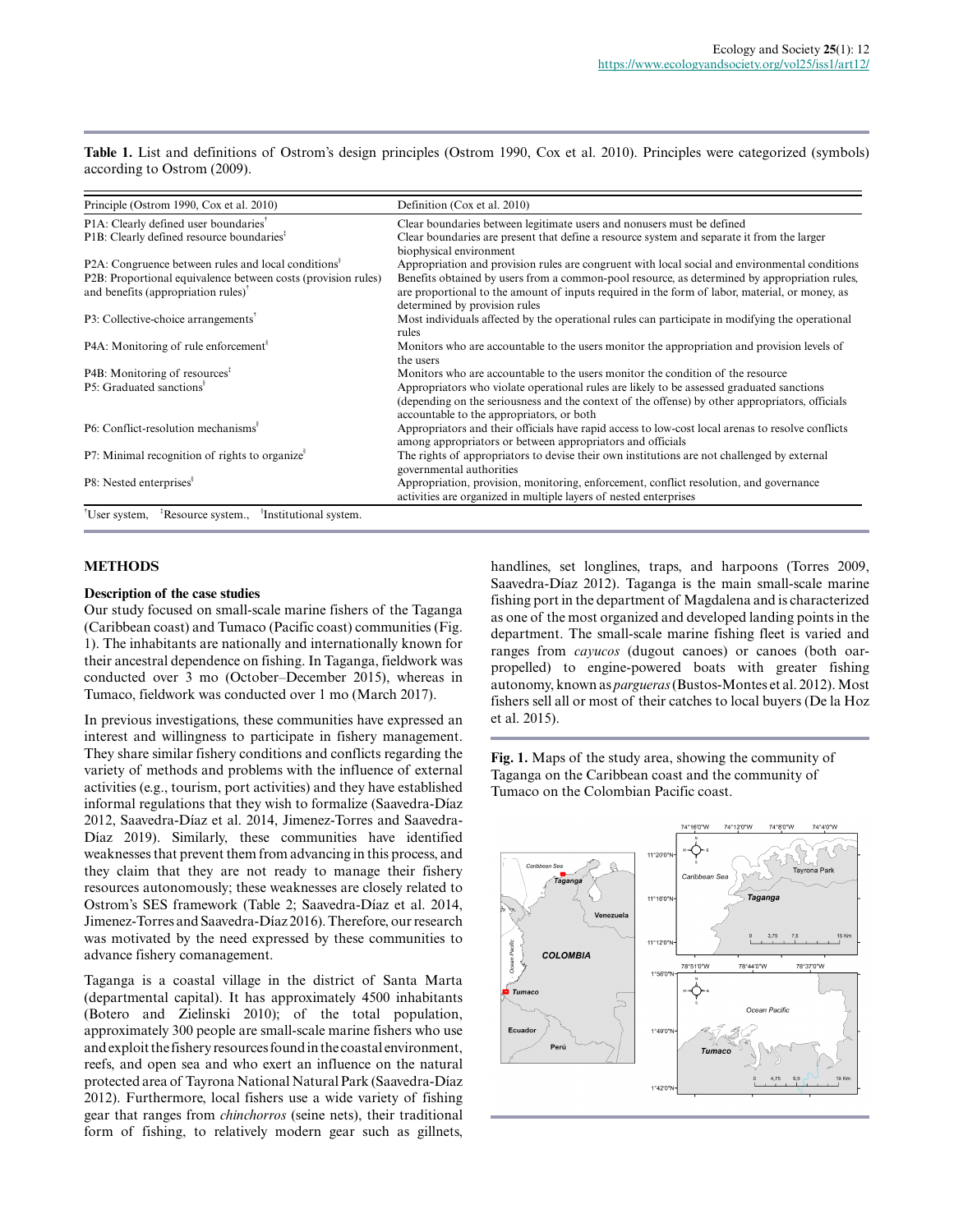**Table 1.** List and definitions of Ostrom's design principles (Ostrom 1990, Cox et al. 2010). Principles were categorized (symbols) according to Ostrom (2009).

| Principle (Ostrom 1990, Cox et al. 2010) | Definition (Cox et al. 2010) |
|---|---|
| P1A: Clearly defined user boundaries† | Clear boundaries between legitimate users and nonusers must be defined |
| P1B: Clearly defined resource boundaries‡ | Clear boundaries are present that define a resource system and separate it from the larger biophysical environment |
| P2A: Congruence between rules and local conditions§ | Appropriation and provision rules are congruent with local social and environmental conditions |
| P2B: Proportional equivalence between costs (provision rules) and benefits (appropriation rules)† | Benefits obtained by users from a common-pool resource, as determined by appropriation rules, are proportional to the amount of inputs required in the form of labor, material, or money, as determined by provision rules |
| P3: Collective-choice arrangements† | Most individuals affected by the operational rules can participate in modifying the operational rules |
| P4A: Monitoring of rule enforcement§ | Monitors who are accountable to the users monitor the appropriation and provision levels of the users |
| P4B: Monitoring of resources‡ | Monitors who are accountable to the users monitor the condition of the resource |
| P5: Graduated sanctions§ | Appropriators who violate operational rules are likely to be assessed graduated sanctions (depending on the seriousness and the context of the offense) by other appropriators, officials accountable to the appropriators, or both |
| P6: Conflict-resolution mechanisms§ | Appropriators and their officials have rapid access to low-cost local arenas to resolve conflicts among appropriators or between appropriators and officials |
| P7: Minimal recognition of rights to organize§ | The rights of appropriators to devise their own institutions are not challenged by external governmental authorities |
| P8: Nested enterprises§ | Appropriation, provision, monitoring, enforcement, conflict resolution, and governance activities are organized in multiple layers of nested enterprises |

†User system, ‡Resource system., §Institutional system.

## METHODS

### Description of the case studies

Our study focused on small-scale marine fishers of the Taganga (Caribbean coast) and Tumaco (Pacific coast) communities (Fig. 1). The inhabitants are nationally and internationally known for their ancestral dependence on fishing. In Taganga, fieldwork was conducted over 3 mo (October–December 2015), whereas in Tumaco, fieldwork was conducted over 1 mo (March 2017).

In previous investigations, these communities have expressed an interest and willingness to participate in fishery management. They share similar fishery conditions and conflicts regarding the variety of methods and problems with the influence of external activities (e.g., tourism, port activities) and they have established informal regulations that they wish to formalize (Saavedra-Díaz 2012, Saavedra-Díaz et al. 2014, Jimenez-Torres and Saavedra-Díaz 2019). Similarly, these communities have identified weaknesses that prevent them from advancing in this process, and they claim that they are not ready to manage their fishery resources autonomously; these weaknesses are closely related to Ostrom's SES framework (Table 2; Saavedra-Díaz et al. 2014, Jimenez-Torres and Saavedra-Díaz 2016). Therefore, our research was motivated by the need expressed by these communities to advance fishery comanagement.

Taganga is a coastal village in the district of Santa Marta (departmental capital). It has approximately 4500 inhabitants (Botero and Zielinski 2010); of the total population, approximately 300 people are small-scale marine fishers who use and exploit the fishery resources found in the coastal environment, reefs, and open sea and who exert an influence on the natural protected area of Tayrona National Natural Park (Saavedra-Díaz 2012). Furthermore, local fishers use a wide variety of fishing gear that ranges from *chinchorros* (seine nets), their traditional form of fishing, to relatively modern gear such as gillnets, handlines, set longlines, traps, and harpoons (Torres 2009, Saavedra-Díaz 2012). Taganga is the main small-scale marine fishing port in the department of Magdalena and is characterized as one of the most organized and developed landing points in the department. The small-scale marine fishing fleet is varied and ranges from *cayucos* (dugout canoes) or canoes (both oar-propelled) to engine-powered boats with greater fishing autonomy, known as *pargueras* (Bustos-Montes et al. 2012). Most fishers sell all or most of their catches to local buyers (De la Hoz et al. 2015).

**Fig. 1.** Maps of the study area, showing the community of Taganga on the Caribbean coast and the community of Tumaco on the Colombian Pacific coast.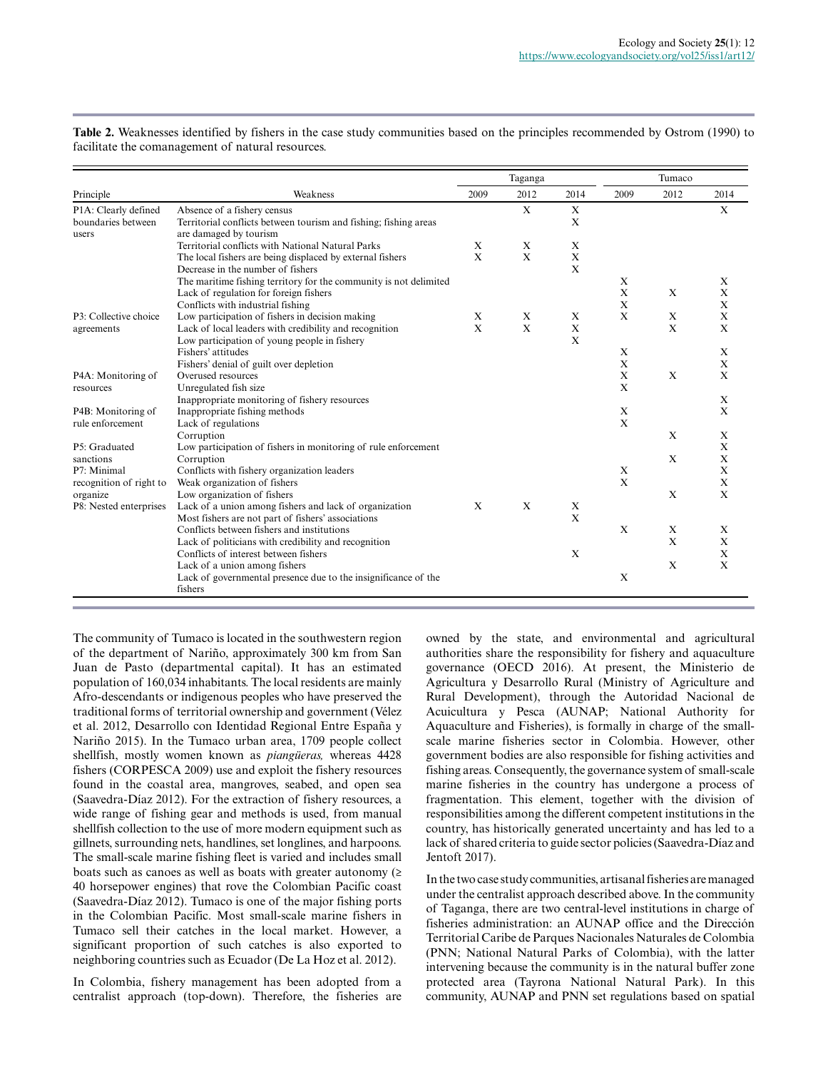**Table 2.** Weaknesses identified by fishers in the case study communities based on the principles recommended by Ostrom (1990) to facilitate the comanagement of natural resources.

| Principle | Weakness | Taganga | | | Tumaco | | |
|---|---|---|---|---|---|---|---|
| | | 2009 | 2012 | 2014 | 2009 | 2012 | 2014 |
| P1A: Clearly defined boundaries between users | Absence of a fishery census | | X | X | | | X |
| | Territorial conflicts between tourism and fishing; fishing areas are damaged by tourism | | | X | | | |
| | Territorial conflicts with National Natural Parks | X | X | X | | | |
| | The local fishers are being displaced by external fishers | X | X | X | | | |
| | Decrease in the number of fishers | | | X | | | |
| | The maritime fishing territory for the community is not delimited | | | | X | | X |
| | Lack of regulation for foreign fishers | | | | X | X | X |
| | Conflicts with industrial fishing | | | | X | | X |
| P3: Collective choice agreements | Low participation of fishers in decision making | X | X | X | X | X | X |
| | Lack of local leaders with credibility and recognition | X | X | X | | X | X |
| | Low participation of young people in fishery | | | X | | | |
| | Fishers' attitudes | | | | X | | X |
| | Fishers' denial of guilt over depletion | | | | X | | X |
| P4A: Monitoring of resources | Overused resources | | | | X | X | X |
| | Unregulated fish size | | | | X | | |
| | Inappropriate monitoring of fishery resources | | | | | | X |
| P4B: Monitoring of rule enforcement | Inappropriate fishing methods | | | | X | | X |
| | Lack of regulations | | | | X | | |
| | Corruption | | | | | X | X |
| P5: Graduated sanctions | Low participation of fishers in monitoring of rule enforcement | | | | | | X |
| | Corruption | | | | | X | X |
| P7: Minimal recognition of right to organize | Conflicts with fishery organization leaders | | | | X | | X |
| | Weak organization of fishers | | | | X | | X |
| | Low organization of fishers | | | | | X | X |
| P8: Nested enterprises | Lack of a union among fishers and lack of organization | X | X | X | | | |
| | Most fishers are not part of fishers' associations | | | X | | | |
| | Conflicts between fishers and institutions | | | | X | X | X |
| | Lack of politicians with credibility and recognition | | | | | X | X |
| | Conflicts of interest between fishers | | | X | | | X |
| | Lack of a union among fishers | | | | | X | X |
| | Lack of governmental presence due to the insignificance of the fishers | | | | X | | |

The community of Tumaco is located in the southwestern region of the department of Nariño, approximately 300 km from San Juan de Pasto (departmental capital). It has an estimated population of 160,034 inhabitants. The local residents are mainly Afro-descendants or indigenous peoples who have preserved the traditional forms of territorial ownership and government (Vélez et al. 2012, Desarrollo con Identidad Regional Entre España y Nariño 2015). In the Tumaco urban area, 1709 people collect shellfish, mostly women known as *piangüeras,* whereas 4428 fishers (CORPESCA 2009) use and exploit the fishery resources found in the coastal area, mangroves, seabed, and open sea (Saavedra-Díaz 2012). For the extraction of fishery resources, a wide range of fishing gear and methods is used, from manual shellfish collection to the use of more modern equipment such as gillnets, surrounding nets, handlines, set longlines, and harpoons. The small-scale marine fishing fleet is varied and includes small boats such as canoes as well as boats with greater autonomy (≥ 40 horsepower engines) that rove the Colombian Pacific coast (Saavedra-Díaz 2012). Tumaco is one of the major fishing ports in the Colombian Pacific. Most small-scale marine fishers in Tumaco sell their catches in the local market. However, a significant proportion of such catches is also exported to neighboring countries such as Ecuador (De La Hoz et al. 2012).

In Colombia, fishery management has been adopted from a centralist approach (top-down). Therefore, the fisheries are owned by the state, and environmental and agricultural authorities share the responsibility for fishery and aquaculture governance (OECD 2016). At present, the Ministerio de Agricultura y Desarrollo Rural (Ministry of Agriculture and Rural Development), through the Autoridad Nacional de Acuicultura y Pesca (AUNAP; National Authority for Aquaculture and Fisheries), is formally in charge of the small-scale marine fisheries sector in Colombia. However, other government bodies are also responsible for fishing activities and fishing areas. Consequently, the governance system of small-scale marine fisheries in the country has undergone a process of fragmentation. This element, together with the division of responsibilities among the different competent institutions in the country, has historically generated uncertainty and has led to a lack of shared criteria to guide sector policies (Saavedra-Díaz and Jentoft 2017).

In the two case study communities, artisanal fisheries are managed under the centralist approach described above. In the community of Taganga, there are two central-level institutions in charge of fisheries administration: an AUNAP office and the Dirección Territorial Caribe de Parques Nacionales Naturales de Colombia (PNN; National Natural Parks of Colombia), with the latter intervening because the community is in the natural buffer zone protected area (Tayrona National Natural Park). In this community, AUNAP and PNN set regulations based on spatial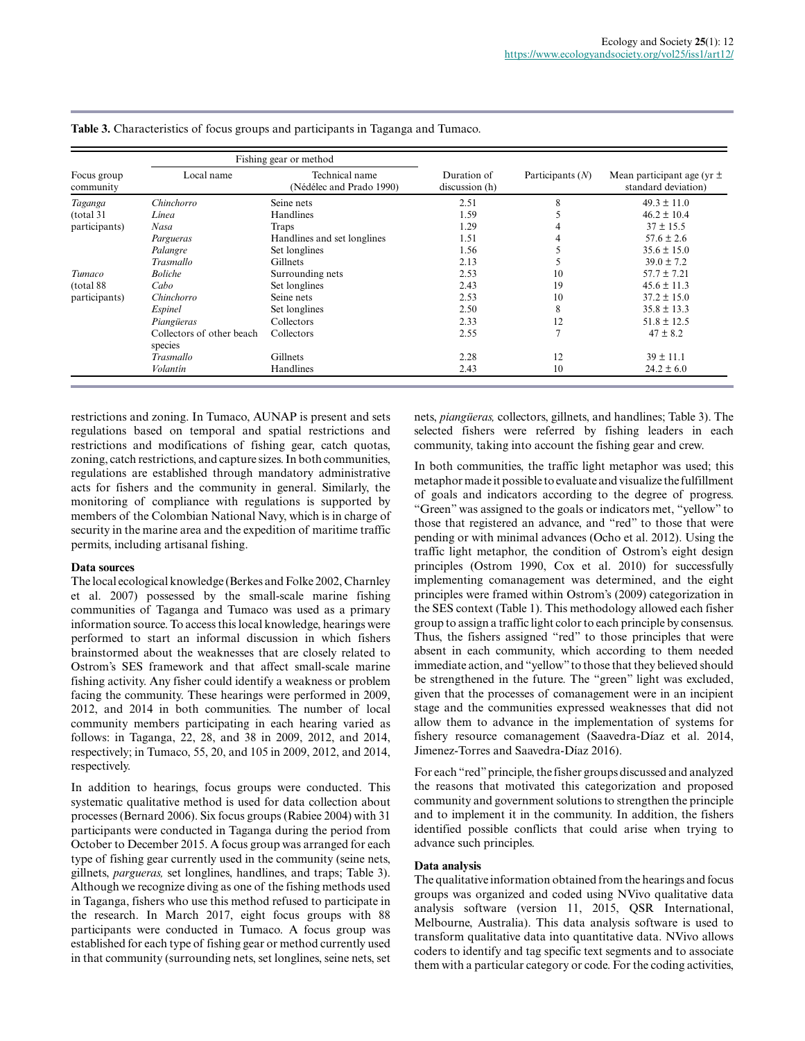**Table 3.** Characteristics of focus groups and participants in Taganga and Tumaco.

| Focus group community | Fishing gear or method | | Duration of discussion (h) | Participants (*N*) | Mean participant age (yr ± standard deviation) |
|---|---|---|---|---|---|
| | Local name | Technical name (Nédélec and Prado 1990) | | | |
| *Taganga* (total 31 participants) | *Chinchorro* | Seine nets | 2.51 | 8 | 49.3 ± 11.0 |
| | *Línea* | Handlines | 1.59 | 5 | 46.2 ± 10.4 |
| | *Nasa* | Traps | 1.29 | 4 | 37 ± 15.5 |
| | *Pargueras* | Handlines and set longlines | 1.51 | 4 | 57.6 ± 2.6 |
| | *Palangre* | Set longlines | 1.56 | 5 | 35.6 ± 15.0 |
| | *Trasmallo* | Gillnets | 2.13 | 5 | 39.0 ± 7.2 |
| *Tumaco* (total 88 participants) | *Boliche* | Surrounding nets | 2.53 | 10 | 57.7 ± 7.21 |
| | *Cabo* | Set longlines | 2.43 | 19 | 45.6 ± 11.3 |
| | *Chinchorro* | Seine nets | 2.53 | 10 | 37.2 ± 15.0 |
| | *Espinel* | Set longlines | 2.50 | 8 | 35.8 ± 13.3 |
| | *Piangüeras* | Collectors | 2.33 | 12 | 51.8 ± 12.5 |
| | Collectors of other beach species | Collectors | 2.55 | 7 | 47 ± 8.2 |
| | *Trasmallo* | Gillnets | 2.28 | 12 | 39 ± 11.1 |
| | *Volantín* | Handlines | 2.43 | 10 | 24.2 ± 6.0 |

restrictions and zoning. In Tumaco, AUNAP is present and sets regulations based on temporal and spatial restrictions and restrictions and modifications of fishing gear, catch quotas, zoning, catch restrictions, and capture sizes. In both communities, regulations are established through mandatory administrative acts for fishers and the community in general. Similarly, the monitoring of compliance with regulations is supported by members of the Colombian National Navy, which is in charge of security in the marine area and the expedition of maritime traffic permits, including artisanal fishing.

### Data sources

The local ecological knowledge (Berkes and Folke 2002, Charnley et al. 2007) possessed by the small-scale marine fishing communities of Taganga and Tumaco was used as a primary information source. To access this local knowledge, hearings were performed to start an informal discussion in which fishers brainstormed about the weaknesses that are closely related to Ostrom's SES framework and that affect small-scale marine fishing activity. Any fisher could identify a weakness or problem facing the community. These hearings were performed in 2009, 2012, and 2014 in both communities. The number of local community members participating in each hearing varied as follows: in Taganga, 22, 28, and 38 in 2009, 2012, and 2014, respectively; in Tumaco, 55, 20, and 105 in 2009, 2012, and 2014, respectively.

In addition to hearings, focus groups were conducted. This systematic qualitative method is used for data collection about processes (Bernard 2006). Six focus groups (Rabiee 2004) with 31 participants were conducted in Taganga during the period from October to December 2015. A focus group was arranged for each type of fishing gear currently used in the community (seine nets, gillnets, *pargueras,* set longlines, handlines, and traps; Table 3). Although we recognize diving as one of the fishing methods used in Taganga, fishers who use this method refused to participate in the research. In March 2017, eight focus groups with 88 participants were conducted in Tumaco. A focus group was established for each type of fishing gear or method currently used in that community (surrounding nets, set longlines, seine nets, set nets, *piangüeras,* collectors, gillnets, and handlines; Table 3). The selected fishers were referred by fishing leaders in each community, taking into account the fishing gear and crew.

In both communities, the traffic light metaphor was used; this metaphor made it possible to evaluate and visualize the fulfillment of goals and indicators according to the degree of progress. "Green" was assigned to the goals or indicators met, "yellow" to those that registered an advance, and "red" to those that were pending or with minimal advances (Ocho et al. 2012). Using the traffic light metaphor, the condition of Ostrom's eight design principles (Ostrom 1990, Cox et al. 2010) for successfully implementing comanagement was determined, and the eight principles were framed within Ostrom's (2009) categorization in the SES context (Table 1). This methodology allowed each fisher group to assign a traffic light color to each principle by consensus. Thus, the fishers assigned "red" to those principles that were absent in each community, which according to them needed immediate action, and "yellow" to those that they believed should be strengthened in the future. The "green" light was excluded, given that the processes of comanagement were in an incipient stage and the communities expressed weaknesses that did not allow them to advance in the implementation of systems for fishery resource comanagement (Saavedra-Díaz et al. 2014, Jimenez-Torres and Saavedra-Díaz 2016).

For each "red" principle, the fisher groups discussed and analyzed the reasons that motivated this categorization and proposed community and government solutions to strengthen the principle and to implement it in the community. In addition, the fishers identified possible conflicts that could arise when trying to advance such principles.

### Data analysis

The qualitative information obtained from the hearings and focus groups was organized and coded using NVivo qualitative data analysis software (version 11, 2015, QSR International, Melbourne, Australia). This data analysis software is used to transform qualitative data into quantitative data. NVivo allows coders to identify and tag specific text segments and to associate them with a particular category or code. For the coding activities,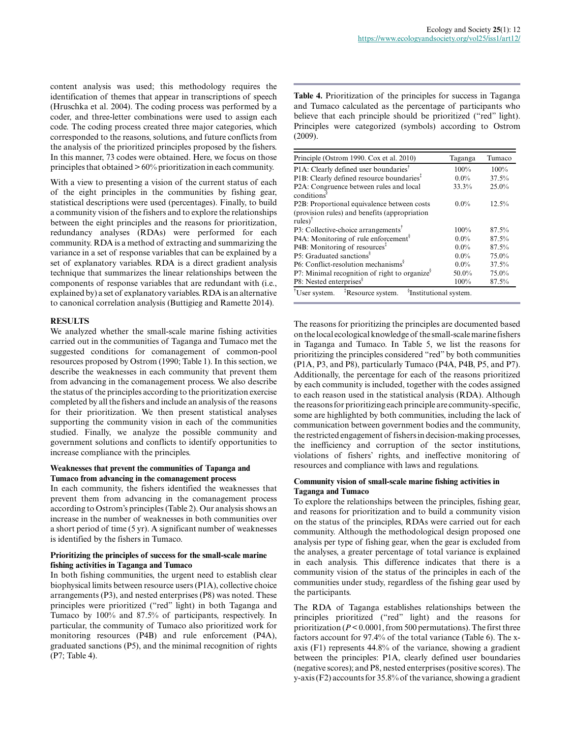content analysis was used; this methodology requires the identification of themes that appear in transcriptions of speech (Hruschka et al. 2004). The coding process was performed by a coder, and three-letter combinations were used to assign each code. The coding process created three major categories, which corresponded to the reasons, solutions, and future conflicts from the analysis of the prioritized principles proposed by the fishers. In this manner, 73 codes were obtained. Here, we focus on those principles that obtained > 60% prioritization in each community.

With a view to presenting a vision of the current status of each of the eight principles in the communities by fishing gear, statistical descriptions were used (percentages). Finally, to build a community vision of the fishers and to explore the relationships between the eight principles and the reasons for prioritization, redundancy analyses (RDAs) were performed for each community. RDA is a method of extracting and summarizing the variance in a set of response variables that can be explained by a set of explanatory variables. RDA is a direct gradient analysis technique that summarizes the linear relationships between the components of response variables that are redundant with (i.e., explained by) a set of explanatory variables. RDA is an alternative to canonical correlation analysis (Buttigieg and Ramette 2014).

## RESULTS

We analyzed whether the small-scale marine fishing activities carried out in the communities of Taganga and Tumaco met the suggested conditions for comanagement of common-pool resources proposed by Ostrom (1990; Table 1). In this section, we describe the weaknesses in each community that prevent them from advancing in the comanagement process. We also describe the status of the principles according to the prioritization exercise completed by all the fishers and include an analysis of the reasons for their prioritization. We then present statistical analyses supporting the community vision in each of the communities studied. Finally, we analyze the possible community and government solutions and conflicts to identify opportunities to increase compliance with the principles.

### Weaknesses that prevent the communities of Tapanga and Tumaco from advancing in the comanagement process

In each community, the fishers identified the weaknesses that prevent them from advancing in the comanagement process according to Ostrom's principles (Table 2). Our analysis shows an increase in the number of weaknesses in both communities over a short period of time (5 yr). A significant number of weaknesses is identified by the fishers in Tumaco.

### Prioritizing the principles of success for the small-scale marine fishing activities in Taganga and Tumaco

In both fishing communities, the urgent need to establish clear biophysical limits between resource users (P1A), collective choice arrangements (P3), and nested enterprises (P8) was noted. These principles were prioritized ("red" light) in both Taganga and Tumaco by 100% and 87.5% of participants, respectively. In particular, the community of Tumaco also prioritized work for monitoring resources (P4B) and rule enforcement (P4A), graduated sanctions (P5), and the minimal recognition of rights (P7; Table 4).

**Table 4.** Prioritization of the principles for success in Taganga and Tumaco calculated as the percentage of participants who believe that each principle should be prioritized ("red" light). Principles were categorized (symbols) according to Ostrom (2009).

| Principle (Ostrom 1990. Cox et al. 2010) | Taganga | Tumaco |
|---|---|---|
| P1A: Clearly defined user boundaries[†] | 100% | 100% |
| P1B: Clearly defined resource boundaries[‡] | 0.0% | 37.5% |
| P2A: Congruence between rules and local conditions[§] | 33.3% | 25.0% |
| P2B: Proportional equivalence between costs (provision rules) and benefits (appropriation rules)[†] | 0.0% | 12.5% |
| P3: Collective-choice arrangements[†] | 100% | 87.5% |
| P4A: Monitoring of rule enforcement[§] | 0.0% | 87.5% |
| P4B: Monitoring of resources[‡] | 0.0% | 87.5% |
| P5: Graduated sanctions[§] | 0.0% | 75.0% |
| P6: Conflict-resolution mechanisms[§] | 0.0% | 37.5% |
| P7: Minimal recognition of right to organize[§] | 50.0% | 75.0% |
| P8: Nested enterprises[§] | 100% | 87.5% |

[†]User system. [‡]Resource system. [§]Institutional system.

The reasons for prioritizing the principles are documented based on the local ecological knowledge of the small-scale marine fishers in Taganga and Tumaco. In Table 5, we list the reasons for prioritizing the principles considered "red" by both communities (P1A, P3, and P8), particularly Tumaco (P4A, P4B, P5, and P7). Additionally, the percentage for each of the reasons prioritized by each community is included, together with the codes assigned to each reason used in the statistical analysis (RDA). Although the reasons for prioritizing each principle are community-specific, some are highlighted by both communities, including the lack of communication between government bodies and the community, the restricted engagement of fishers in decision-making processes, the inefficiency and corruption of the sector institutions, violations of fishers' rights, and ineffective monitoring of resources and compliance with laws and regulations.

### Community vision of small-scale marine fishing activities in Taganga and Tumaco

To explore the relationships between the principles, fishing gear, and reasons for prioritization and to build a community vision on the status of the principles, RDAs were carried out for each community. Although the methodological design proposed one analysis per type of fishing gear, when the gear is excluded from the analyses, a greater percentage of total variance is explained in each analysis. This difference indicates that there is a community vision of the status of the principles in each of the communities under study, regardless of the fishing gear used by the participants.

The RDA of Taganga establishes relationships between the principles prioritized ("red" light) and the reasons for prioritization ($P < 0.0001$, from 500 permutations). The first three factors account for 97.4% of the total variance (Table 6). The x-axis (F1) represents 44.8% of the variance, showing a gradient between the principles: P1A, clearly defined user boundaries (negative scores); and P8, nested enterprises (positive scores). The y-axis (F2) accounts for 35.8% of the variance, showing a gradient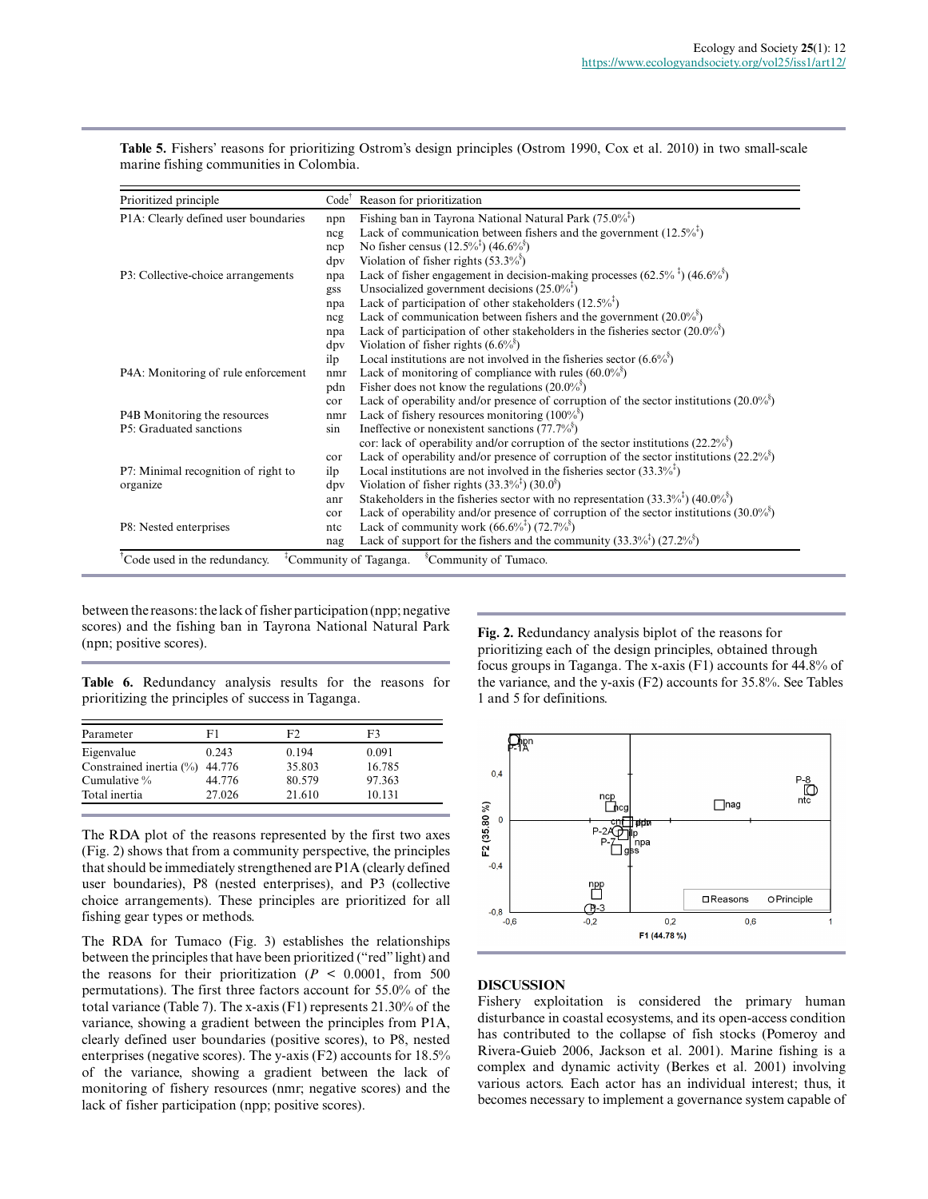**Table 5.** Fishers' reasons for prioritizing Ostrom's design principles (Ostrom 1990, Cox et al. 2010) in two small-scale marine fishing communities in Colombia.

| Prioritized principle | Code[†] | Reason for prioritization |
|---|---|---|
| P1A: Clearly defined user boundaries | npn | Fishing ban in Tayrona National Natural Park (75.0%[‡]) |
| | ncg | Lack of communication between fishers and the government (12.5%[‡]) |
| | ncp | No fisher census (12.5%[‡]) (46.6%[§]) |
| | dpv | Violation of fisher rights (53.3%[§]) |
| P3: Collective-choice arrangements | npa | Lack of fisher engagement in decision-making processes (62.5% [‡]) (46.6%[§]) |
| | gss | Unsocialized government decisions (25.0%[‡]) |
| | npa | Lack of participation of other stakeholders (12.5%[‡]) |
| | ncg | Lack of communication between fishers and the government (20.0%[§]) |
| | npa | Lack of participation of other stakeholders in the fisheries sector (20.0%[§]) |
| | dpv | Violation of fisher rights (6.6%[§]) |
| | ilp | Local institutions are not involved in the fisheries sector (6.6%[§]) |
| P4A: Monitoring of rule enforcement | nmr | Lack of monitoring of compliance with rules (60.0%[§]) |
| | pdn | Fisher does not know the regulations (20.0%[§]) |
| | cor | Lack of operability and/or presence of corruption of the sector institutions (20.0%[§]) |
| P4B Monitoring the resources | nmr | Lack of fishery resources monitoring (100%[§]) |
| P5: Graduated sanctions | sin | Ineffective or nonexistent sanctions (77.7%[§]) |
| | | cor: lack of operability and/or corruption of the sector institutions (22.2%[§]) |
| | cor | Lack of operability and/or presence of corruption of the sector institutions (22.2%[§]) |
| P7: Minimal recognition of right to organize | ilp | Local institutions are not involved in the fisheries sector (33.3%[‡]) |
| | dpv | Violation of fisher rights (33.3%[‡]) (30.0[§]) |
| | anr | Stakeholders in the fisheries sector with no representation (33.3%[‡]) (40.0%[§]) |
| | cor | Lack of operability and/or presence of corruption of the sector institutions (30.0%[§]) |
| P8: Nested enterprises | ntc | Lack of community work (66.6%[‡]) (72.7%[§]) |
| | nag | Lack of support for the fishers and the community (33.3%[‡]) (27.2%[§]) |

[†]Code used in the redundancy. [‡]Community of Taganga. [§]Community of Tumaco.

between the reasons: the lack of fisher participation (npp; negative scores) and the fishing ban in Tayrona National Natural Park (npn; positive scores).

**Table 6.** Redundancy analysis results for the reasons for prioritizing the principles of success in Taganga.

| Parameter | F1 | F2 | F3 |
|---|---|---|---|
| Eigenvalue | 0.243 | 0.194 | 0.091 |
| Constrained inertia (%) | 44.776 | 35.803 | 16.785 |
| Cumulative % | 44.776 | 80.579 | 97.363 |
| Total inertia | 27.026 | 21.610 | 10.131 |

The RDA plot of the reasons represented by the first two axes (Fig. 2) shows that from a community perspective, the principles that should be immediately strengthened are P1A (clearly defined user boundaries), P8 (nested enterprises), and P3 (collective choice arrangements). These principles are prioritized for all fishing gear types or methods.

The RDA for Tumaco (Fig. 3) establishes the relationships between the principles that have been prioritized ("red" light) and the reasons for their prioritization ($P < 0.0001$, from 500 permutations). The first three factors account for 55.0% of the total variance (Table 7). The x-axis (F1) represents 21.30% of the variance, showing a gradient between the principles from P1A, clearly defined user boundaries (positive scores), to P8, nested enterprises (negative scores). The y-axis (F2) accounts for 18.5% of the variance, showing a gradient between the lack of monitoring of fishery resources (nmr; negative scores) and the lack of fisher participation (npp; positive scores).

**Fig. 2.** Redundancy analysis biplot of the reasons for prioritizing each of the design principles, obtained through focus groups in Taganga. The x-axis (F1) accounts for 44.8% of the variance, and the y-axis (F2) accounts for 35.8%. See Tables 1 and 5 for definitions.

## DISCUSSION

Fishery exploitation is considered the primary human disturbance in coastal ecosystems, and its open-access condition has contributed to the collapse of fish stocks (Pomeroy and Rivera-Guieb 2006, Jackson et al. 2001). Marine fishing is a complex and dynamic activity (Berkes et al. 2001) involving various actors. Each actor has an individual interest; thus, it becomes necessary to implement a governance system capable of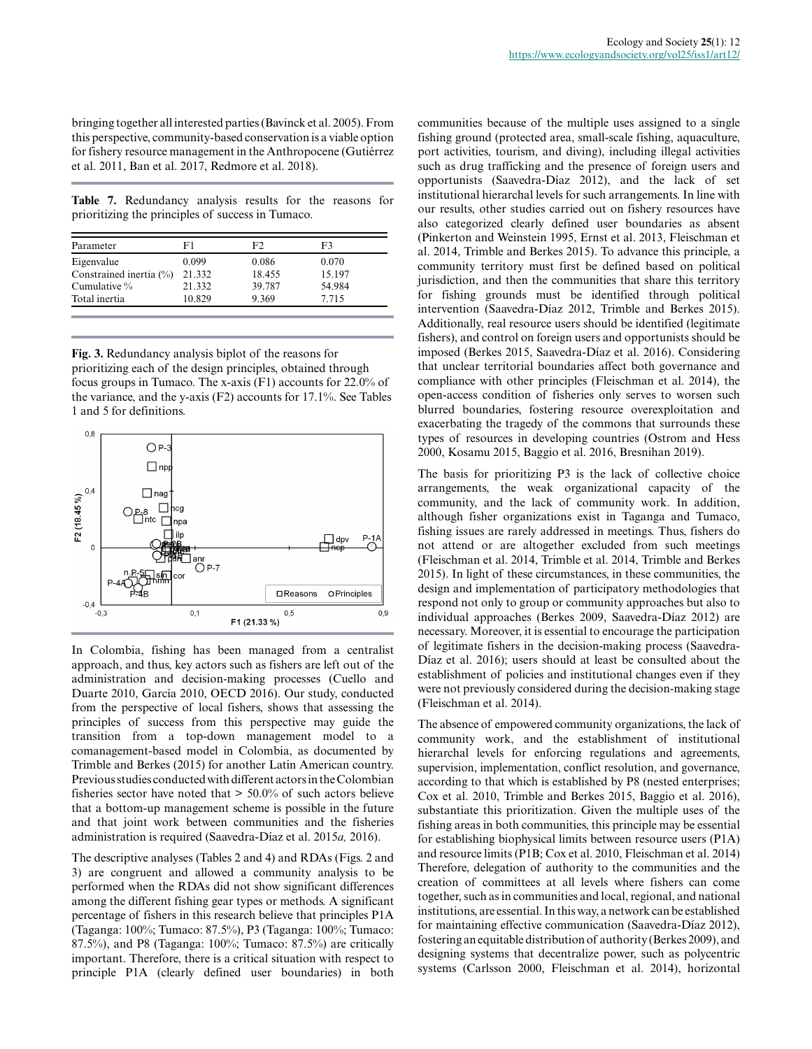bringing together all interested parties (Bavinck et al. 2005). From this perspective, community-based conservation is a viable option for fishery resource management in the Anthropocene (Gutiérrez et al. 2011, Ban et al. 2017, Redmore et al. 2018).

**Table 7.** Redundancy analysis results for the reasons for prioritizing the principles of success in Tumaco.

| Parameter | F1 | F2 | F3 |
|---|---|---|---|
| Eigenvalue | 0.099 | 0.086 | 0.070 |
| Constrained inertia (%) | 21.332 | 18.455 | 15.197 |
| Cumulative % | 21.332 | 39.787 | 54.984 |
| Total inertia | 10.829 | 9.369 | 7.715 |

**Fig. 3.** Redundancy analysis biplot of the reasons for prioritizing each of the design principles, obtained through focus groups in Tumaco. The x-axis (F1) accounts for 22.0% of the variance, and the y-axis (F2) accounts for 17.1%. See Tables 1 and 5 for definitions.

In Colombia, fishing has been managed from a centralist approach, and thus, key actors such as fishers are left out of the administration and decision-making processes (Cuello and Duarte 2010, García 2010, OECD 2016). Our study, conducted from the perspective of local fishers, shows that assessing the principles of success from this perspective may guide the transition from a top-down management model to a comanagement-based model in Colombia, as documented by Trimble and Berkes (2015) for another Latin American country. Previous studies conducted with different actors in the Colombian fisheries sector have noted that > 50.0% of such actors believe that a bottom-up management scheme is possible in the future and that joint work between communities and the fisheries administration is required (Saavedra-Díaz et al. 2015*a,* 2016).

The descriptive analyses (Tables 2 and 4) and RDAs (Figs. 2 and 3) are congruent and allowed a community analysis to be performed when the RDAs did not show significant differences among the different fishing gear types or methods. A significant percentage of fishers in this research believe that principles P1A (Taganga: 100%; Tumaco: 87.5%), P3 (Taganga: 100%; Tumaco: 87.5%), and P8 (Taganga: 100%; Tumaco: 87.5%) are critically important. Therefore, there is a critical situation with respect to principle P1A (clearly defined user boundaries) in both communities because of the multiple uses assigned to a single fishing ground (protected area, small-scale fishing, aquaculture, port activities, tourism, and diving), including illegal activities such as drug trafficking and the presence of foreign users and opportunists (Saavedra-Díaz 2012), and the lack of set institutional hierarchal levels for such arrangements. In line with our results, other studies carried out on fishery resources have also categorized clearly defined user boundaries as absent (Pinkerton and Weinstein 1995, Ernst et al. 2013, Fleischman et al. 2014, Trimble and Berkes 2015). To advance this principle, a community territory must first be defined based on political jurisdiction, and then the communities that share this territory for fishing grounds must be identified through political intervention (Saavedra-Díaz 2012, Trimble and Berkes 2015). Additionally, real resource users should be identified (legitimate fishers), and control on foreign users and opportunists should be imposed (Berkes 2015, Saavedra-Díaz et al. 2016). Considering that unclear territorial boundaries affect both governance and compliance with other principles (Fleischman et al. 2014), the open-access condition of fisheries only serves to worsen such blurred boundaries, fostering resource overexploitation and exacerbating the tragedy of the commons that surrounds these types of resources in developing countries (Ostrom and Hess 2000, Kosamu 2015, Baggio et al. 2016, Bresnihan 2019).

The basis for prioritizing P3 is the lack of collective choice arrangements, the weak organizational capacity of the community, and the lack of community work. In addition, although fisher organizations exist in Taganga and Tumaco, fishing issues are rarely addressed in meetings. Thus, fishers do not attend or are altogether excluded from such meetings (Fleischman et al. 2014, Trimble et al. 2014, Trimble and Berkes 2015). In light of these circumstances, in these communities, the design and implementation of participatory methodologies that respond not only to group or community approaches but also to individual approaches (Berkes 2009, Saavedra-Díaz 2012) are necessary. Moreover, it is essential to encourage the participation of legitimate fishers in the decision-making process (Saavedra-Díaz et al. 2016); users should at least be consulted about the establishment of policies and institutional changes even if they were not previously considered during the decision-making stage (Fleischman et al. 2014).

The absence of empowered community organizations, the lack of community work, and the establishment of institutional hierarchal levels for enforcing regulations and agreements, supervision, implementation, conflict resolution, and governance, according to that which is established by P8 (nested enterprises; Cox et al. 2010, Trimble and Berkes 2015, Baggio et al. 2016), substantiate this prioritization. Given the multiple uses of the fishing areas in both communities, this principle may be essential for establishing biophysical limits between resource users (P1A) and resource limits (P1B; Cox et al. 2010, Fleischman et al. 2014) Therefore, delegation of authority to the communities and the creation of committees at all levels where fishers can come together, such as in communities and local, regional, and national institutions, are essential. In this way, a network can be established for maintaining effective communication (Saavedra-Díaz 2012), fostering an equitable distribution of authority (Berkes 2009), and designing systems that decentralize power, such as polycentric systems (Carlsson 2000, Fleischman et al. 2014), horizontal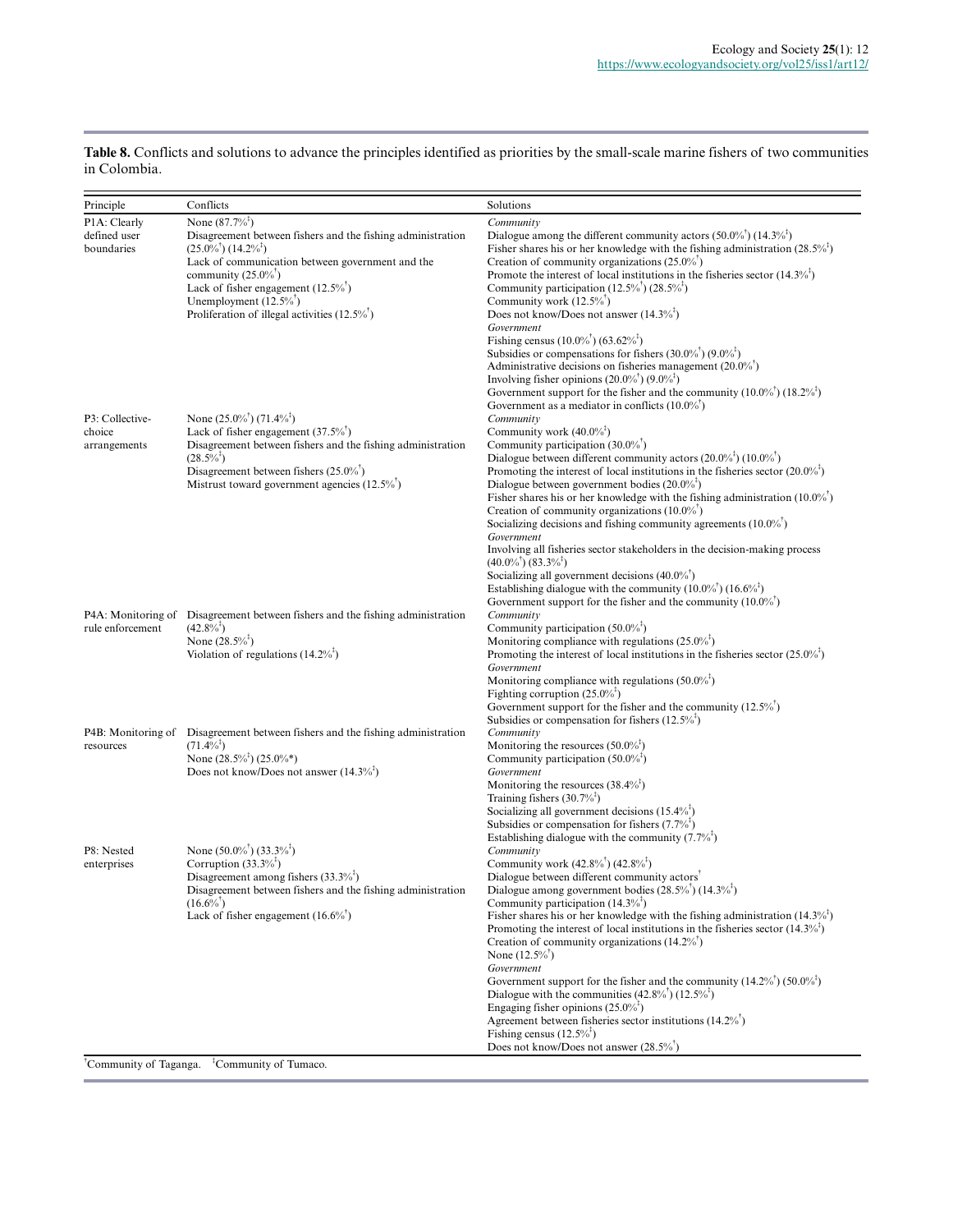**Table 8.** Conflicts and solutions to advance the principles identified as priorities by the small-scale marine fishers of two communities in Colombia.

| Principle | Conflicts | Solutions |
|---|---|---|
| P1A: Clearly defined user boundaries | None (87.7%[‡])<br>Disagreement between fishers and the fishing administration (25.0%[†]) (14.2%[‡])<br>Lack of communication between government and the community (25.0%[†])<br>Lack of fisher engagement (12.5%[†])<br>Unemployment (12.5%[†])<br>Proliferation of illegal activities (12.5%[†]) | *Community*<br>Dialogue among the different community actors (50.0%[†]) (14.3%[‡])<br>Fisher shares his or her knowledge with the fishing administration (28.5%[‡])<br>Creation of community organizations (25.0%[†])<br>Promote the interest of local institutions in the fisheries sector (14.3%[‡])<br>Community participation (12.5%[†]) (28.5%[‡])<br>Community work (12.5%[†])<br>Does not know/Does not answer (14.3%[‡])<br>*Government*<br>Fishing census (10.0%[†]) (63.62%[‡])<br>Subsidies or compensations for fishers (30.0%[†]) (9.0%[‡])<br>Administrative decisions on fisheries management (20.0%[†])<br>Involving fisher opinions (20.0%[†]) (9.0%[‡])<br>Government support for the fisher and the community (10.0%[†]) (18.2%[‡])<br>Government as a mediator in conflicts (10.0%[†]) |
| P3: Collective-choice arrangements | None (25.0%[†]) (71.4%[‡])<br>Lack of fisher engagement (37.5%[†])<br>Disagreement between fishers and the fishing administration (28.5%[‡])<br>Disagreement between fishers (25.0%[†])<br>Mistrust toward government agencies (12.5%[†]) | *Community*<br>Community work (40.0%[‡])<br>Community participation (30.0%[†])<br>Dialogue between different community actors (20.0%[‡]) (10.0%[†])<br>Promoting the interest of local institutions in the fisheries sector (20.0%[‡])<br>Dialogue between government bodies (20.0%[‡])<br>Fisher shares his or her knowledge with the fishing administration (10.0%[†])<br>Creation of community organizations (10.0%[†])<br>Socializing decisions and fishing community agreements (10.0%[†])<br>*Government*<br>Involving all fisheries sector stakeholders in the decision-making process (40.0%[†]) (83.3%[‡])<br>Socializing all government decisions (40.0%[†])<br>Establishing dialogue with the community (10.0%[†]) (16.6%[‡])<br>Government support for the fisher and the community (10.0%[†]) |
| P4A: Monitoring of rule enforcement | Disagreement between fishers and the fishing administration (42.8%[‡])<br>None (28.5%[‡])<br>Violation of regulations (14.2%[‡]) | *Community*<br>Community participation (50.0%[‡])<br>Monitoring compliance with regulations (25.0%[‡])<br>Promoting the interest of local institutions in the fisheries sector (25.0%[‡])<br>*Government*<br>Monitoring compliance with regulations (50.0%[‡])<br>Fighting corruption (25.0%[‡])<br>Government support for the fisher and the community (12.5%[†])<br>Subsidies or compensation for fishers (12.5%[‡]) |
| P4B: Monitoring of resources | Disagreement between fishers and the fishing administration (71.4%[‡])<br>None (28.5%[‡]) (25.0%*)<br>Does not know/Does not answer (14.3%[‡]) | *Community*<br>Monitoring the resources (50.0%[‡])<br>Community participation (50.0%[‡])<br>*Government*<br>Monitoring the resources (38.4%[‡])<br>Training fishers (30.7%[‡])<br>Socializing all government decisions (15.4%[‡])<br>Subsidies or compensation for fishers (7.7%[‡])<br>Establishing dialogue with the community (7.7%[‡]) |
| P8: Nested enterprises | None (50.0%[†]) (33.3%[‡])<br>Corruption (33.3%[‡])<br>Disagreement among fishers (33.3%[‡])<br>Disagreement between fishers and the fishing administration (16.6%[†])<br>Lack of fisher engagement (16.6%[†]) | *Community*<br>Community work (42.8%[†]) (42.8%[‡])<br>Dialogue between different community actors[†]<br>Dialogue among government bodies (28.5%[†]) (14.3%[‡])<br>Community participation (14.3%[‡])<br>Fisher shares his or her knowledge with the fishing administration (14.3%[‡])<br>Promoting the interest of local institutions in the fisheries sector (14.3%[‡])<br>Creation of community organizations (14.2%[†])<br>None (12.5%[†])<br>*Government*<br>Government support for the fisher and the community (14.2%[†]) (50.0%[‡])<br>Dialogue with the communities (42.8%[†]) (12.5%[‡])<br>Engaging fisher opinions (25.0%[‡])<br>Agreement between fisheries sector institutions (14.2%[†])<br>Fishing census (12.5%[‡])<br>Does not know/Does not answer (28.5%[†]) |

[†]Community of Taganga. [‡]Community of Tumaco.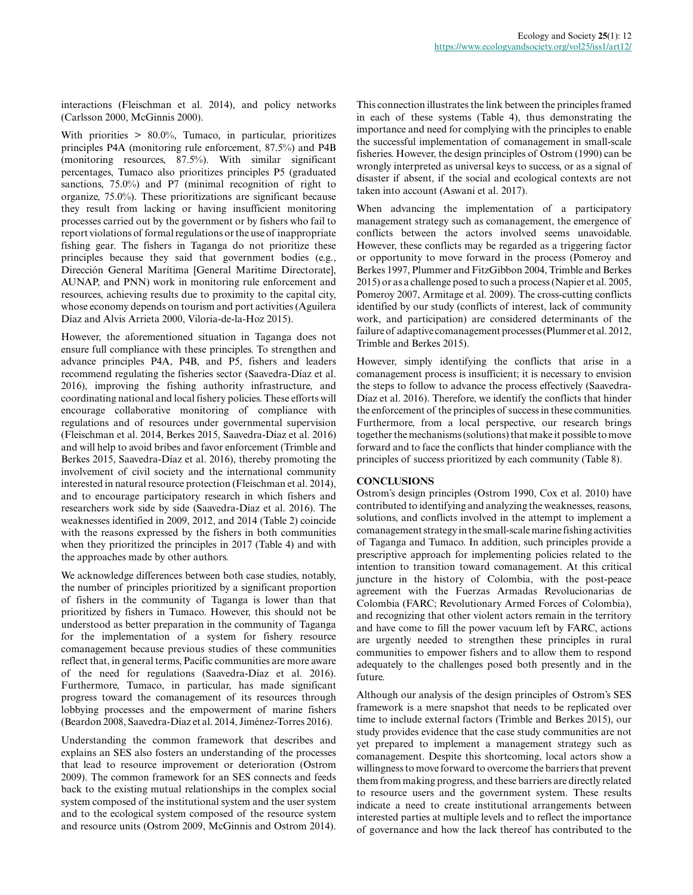interactions (Fleischman et al. 2014), and policy networks (Carlsson 2000, McGinnis 2000).

With priorities > 80.0%, Tumaco, in particular, prioritizes principles P4A (monitoring rule enforcement, 87.5%) and P4B (monitoring resources, 87.5%). With similar significant percentages, Tumaco also prioritizes principles P5 (graduated sanctions, 75.0%) and P7 (minimal recognition of right to organize, 75.0%). These prioritizations are significant because they result from lacking or having insufficient monitoring processes carried out by the government or by fishers who fail to report violations of formal regulations or the use of inappropriate fishing gear. The fishers in Taganga do not prioritize these principles because they said that government bodies (e.g., Dirección General Marítima [General Maritime Directorate], AUNAP, and PNN) work in monitoring rule enforcement and resources, achieving results due to proximity to the capital city, whose economy depends on tourism and port activities (Aguilera Díaz and Alvis Arrieta 2000, Viloria-de-la-Hoz 2015).

However, the aforementioned situation in Taganga does not ensure full compliance with these principles. To strengthen and advance principles P4A, P4B, and P5, fishers and leaders recommend regulating the fisheries sector (Saavedra-Díaz et al. 2016), improving the fishing authority infrastructure, and coordinating national and local fishery policies. These efforts will encourage collaborative monitoring of compliance with regulations and of resources under governmental supervision (Fleischman et al. 2014, Berkes 2015, Saavedra-Díaz et al. 2016) and will help to avoid bribes and favor enforcement (Trimble and Berkes 2015, Saavedra-Díaz et al. 2016), thereby promoting the involvement of civil society and the international community interested in natural resource protection (Fleischman et al. 2014), and to encourage participatory research in which fishers and researchers work side by side (Saavedra-Díaz et al. 2016). The weaknesses identified in 2009, 2012, and 2014 (Table 2) coincide with the reasons expressed by the fishers in both communities when they prioritized the principles in 2017 (Table 4) and with the approaches made by other authors.

We acknowledge differences between both case studies, notably, the number of principles prioritized by a significant proportion of fishers in the community of Taganga is lower than that prioritized by fishers in Tumaco. However, this should not be understood as better preparation in the community of Taganga for the implementation of a system for fishery resource comanagement because previous studies of these communities reflect that, in general terms, Pacific communities are more aware of the need for regulations (Saavedra-Díaz et al. 2016). Furthermore, Tumaco, in particular, has made significant progress toward the comanagement of its resources through lobbying processes and the empowerment of marine fishers (Beardon 2008, Saavedra-Díaz et al. 2014, Jiménez-Torres 2016).

Understanding the common framework that describes and explains an SES also fosters an understanding of the processes that lead to resource improvement or deterioration (Ostrom 2009). The common framework for an SES connects and feeds back to the existing mutual relationships in the complex social system composed of the institutional system and the user system and to the ecological system composed of the resource system and resource units (Ostrom 2009, McGinnis and Ostrom 2014). This connection illustrates the link between the principles framed in each of these systems (Table 4), thus demonstrating the importance and need for complying with the principles to enable the successful implementation of comanagement in small-scale fisheries. However, the design principles of Ostrom (1990) can be wrongly interpreted as universal keys to success, or as a signal of disaster if absent, if the social and ecological contexts are not taken into account (Aswani et al. 2017).

When advancing the implementation of a participatory management strategy such as comanagement, the emergence of conflicts between the actors involved seems unavoidable. However, these conflicts may be regarded as a triggering factor or opportunity to move forward in the process (Pomeroy and Berkes 1997, Plummer and FitzGibbon 2004, Trimble and Berkes 2015) or as a challenge posed to such a process (Napier et al. 2005, Pomeroy 2007, Armitage et al. 2009). The cross-cutting conflicts identified by our study (conflicts of interest, lack of community work, and participation) are considered determinants of the failure of adaptive comanagement processes (Plummer et al. 2012, Trimble and Berkes 2015).

However, simply identifying the conflicts that arise in a comanagement process is insufficient; it is necessary to envision the steps to follow to advance the process effectively (Saavedra-Díaz et al. 2016). Therefore, we identify the conflicts that hinder the enforcement of the principles of success in these communities. Furthermore, from a local perspective, our research brings together the mechanisms (solutions) that make it possible to move forward and to face the conflicts that hinder compliance with the principles of success prioritized by each community (Table 8).

## CONCLUSIONS

Ostrom's design principles (Ostrom 1990, Cox et al. 2010) have contributed to identifying and analyzing the weaknesses, reasons, solutions, and conflicts involved in the attempt to implement a comanagement strategy in the small-scale marine fishing activities of Taganga and Tumaco. In addition, such principles provide a prescriptive approach for implementing policies related to the intention to transition toward comanagement. At this critical juncture in the history of Colombia, with the post-peace agreement with the Fuerzas Armadas Revolucionarias de Colombia (FARC; Revolutionary Armed Forces of Colombia), and recognizing that other violent actors remain in the territory and have come to fill the power vacuum left by FARC, actions are urgently needed to strengthen these principles in rural communities to empower fishers and to allow them to respond adequately to the challenges posed both presently and in the future.

Although our analysis of the design principles of Ostrom's SES framework is a mere snapshot that needs to be replicated over time to include external factors (Trimble and Berkes 2015), our study provides evidence that the case study communities are not yet prepared to implement a management strategy such as comanagement. Despite this shortcoming, local actors show a willingness to move forward to overcome the barriers that prevent them from making progress, and these barriers are directly related to resource users and the government system. These results indicate a need to create institutional arrangements between interested parties at multiple levels and to reflect the importance of governance and how the lack thereof has contributed to the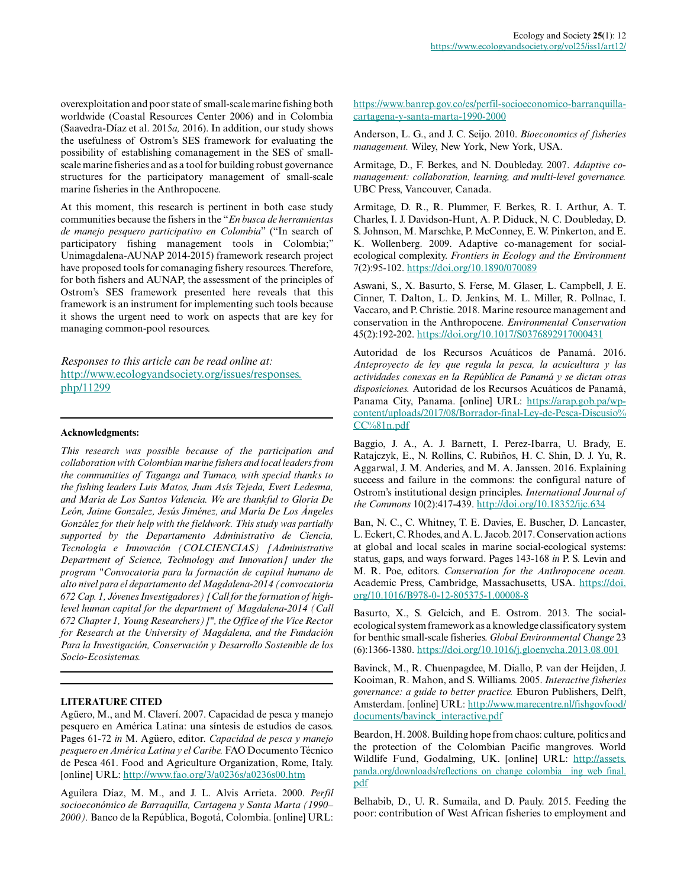overexploitation and poor state of small-scale marine fishing both worldwide (Coastal Resources Center 2006) and in Colombia (Saavedra-Díaz et al. 2015*a,* 2016). In addition, our study shows the usefulness of Ostrom's SES framework for evaluating the possibility of establishing comanagement in the SES of small-scale marine fisheries and as a tool for building robust governance structures for the participatory management of small-scale marine fisheries in the Anthropocene.

At this moment, this research is pertinent in both case study communities because the fishers in the "*En busca de herramientas de manejo pesquero participativo en Colombia*" ("In search of participatory fishing management tools in Colombia;" Unimagdalena-AUNAP 2014-2015) framework research project have proposed tools for comanaging fishery resources. Therefore, for both fishers and AUNAP, the assessment of the principles of Ostrom's SES framework presented here reveals that this framework is an instrument for implementing such tools because it shows the urgent need to work on aspects that are key for managing common-pool resources.

*Responses to this article can be read online at:*
http://www.ecologyandsociety.org/issues/responses.php/11299

**Acknowledgments:**

*This research was possible because of the participation and collaboration with Colombian marine fishers and local leaders from the communities of Taganga and Tumaco, with special thanks to the fishing leaders Luis Matos, Juan Asís Tejeda, Evert Ledesma, and María de Los Santos Valencia. We are thankful to Gloria De León, Jaime Gonzalez, Jesús Jiménez, and María De Los Ángeles González for their help with the fieldwork. This study was partially supported by the Departamento Administrativo de Ciencia, Tecnología e Innovación (COLCIENCIAS) [Administrative Department of Science, Technology and Innovation] under the program "Convocatoria para la formación de capital humano de alto nivel para el departamento del Magdalena-2014 (convocatoria 672 Cap. 1, Jóvenes Investigadores) [Call for the formation of high-level human capital for the department of Magdalena-2014 (Call 672 Chapter 1, Young Researchers)]", the Office of the Vice Rector for Research at the University of Magdalena, and the Fundación Para la Investigación, Conservación y Desarrollo Sostenible de los Socio-Ecosistemas.*

**LITERATURE CITED**

Agüero, M., and M. Claverí. 2007. Capacidad de pesca y manejo pesquero en América Latina: una síntesis de estudios de casos. Pages 61-72 *in* M. Agüero, editor. *Capacidad de pesca y manejo pesquero en América Latina y el Caribe.* FAO Documento Técnico de Pesca 461. Food and Agriculture Organization, Rome, Italy. [online] URL: http://www.fao.org/3/a0236s/a0236s00.htm

Aguilera Díaz, M. M., and J. L. Alvis Arrieta. 2000. *Perfil socioeconómico de Barraquilla, Cartagena y Santa Marta (1990–2000).* Banco de la República, Bogotá, Colombia. [online] URL: https://www.banrep.gov.co/es/perfil-socioeconomico-barranquilla-cartagena-y-santa-marta-1990-2000

Anderson, L. G., and J. C. Seijo. 2010. *Bioeconomics of fisheries management.* Wiley, New York, New York, USA.

Armitage, D., F. Berkes, and N. Doubleday. 2007. *Adaptive co-management: collaboration, learning, and multi-level governance.* UBC Press, Vancouver, Canada.

Armitage, D. R., R. Plummer, F. Berkes, R. I. Arthur, A. T. Charles, I. J. Davidson-Hunt, A. P. Diduck, N. C. Doubleday, D. S. Johnson, M. Marschke, P. McConney, E. W. Pinkerton, and E. K. Wollenberg. 2009. Adaptive co-management for social-ecological complexity. *Frontiers in Ecology and the Environment* 7(2):95-102. https://doi.org/10.1890/070089

Aswani, S., X. Basurto, S. Ferse, M. Glaser, L. Campbell, J. E. Cinner, T. Dalton, L. D. Jenkins, M. L. Miller, R. Pollnac, I. Vaccaro, and P. Christie. 2018. Marine resource management and conservation in the Anthropocene. *Environmental Conservation* 45(2):192-202. https://doi.org/10.1017/S0376892917000431

Autoridad de los Recursos Acuáticos de Panamá. 2016. *Anteproyecto de ley que regula la pesca, la acuicultura y las actividades conexas en la República de Panamá y se dictan otras disposiciones.* Autoridad de los Recursos Acuáticos de Panamá, Panama City, Panama. [online] URL: https://arap.gob.pa/wp-content/uploads/2017/08/Borrador-final-Ley-de-Pesca-Discusio%CC%81n.pdf

Baggio, J. A., A. J. Barnett, I. Perez-Ibarra, U. Brady, E. Ratajczyk, E., N. Rollins, C. Rubiños, H. C. Shin, D. J. Yu, R. Aggarwal, J. M. Anderies, and M. A. Janssen. 2016. Explaining success and failure in the commons: the configural nature of Ostrom's institutional design principles. *International Journal of the Commons* 10(2):417-439. http://doi.org/10.18352/ijc.634

Ban, N. C., C. Whitney, T. E. Davies, E. Buscher, D. Lancaster, L. Eckert, C. Rhodes, and A. L. Jacob. 2017. Conservation actions at global and local scales in marine social-ecological systems: status, gaps, and ways forward. Pages 143-168 *in* P. S. Levin and M. R. Poe, editors. *Conservation for the Anthropocene ocean.* Academic Press, Cambridge, Massachusetts, USA. https://doi.org/10.1016/B978-0-12-805375-1.00008-8

Basurto, X., S. Gelcich, and E. Ostrom. 2013. The social-ecological system framework as a knowledge classificatory system for benthic small-scale fisheries. *Global Environmental Change* 23 (6):1366-1380. https://doi.org/10.1016/j.gloenvcha.2013.08.001

Bavinck, M., R. Chuenpagdee, M. Diallo, P. van der Heijden, J. Kooiman, R. Mahon, and S. Williams. 2005. *Interactive fisheries governance: a guide to better practice.* Eburon Publishers, Delft, Amsterdam. [online] URL: http://www.marecentre.nl/fishgovfood/documents/bavinck_interactive.pdf

Beardon, H. 2008. Building hope from chaos: culture, politics and the protection of the Colombian Pacific mangroves. World Wildlife Fund, Godalming, UK. [online] URL: http://assets.panda.org/downloads/reflections_on_change_colombia__ing_web_final.pdf

Belhabib, D., U. R. Sumaila, and D. Pauly. 2015. Feeding the poor: contribution of West African fisheries to employment and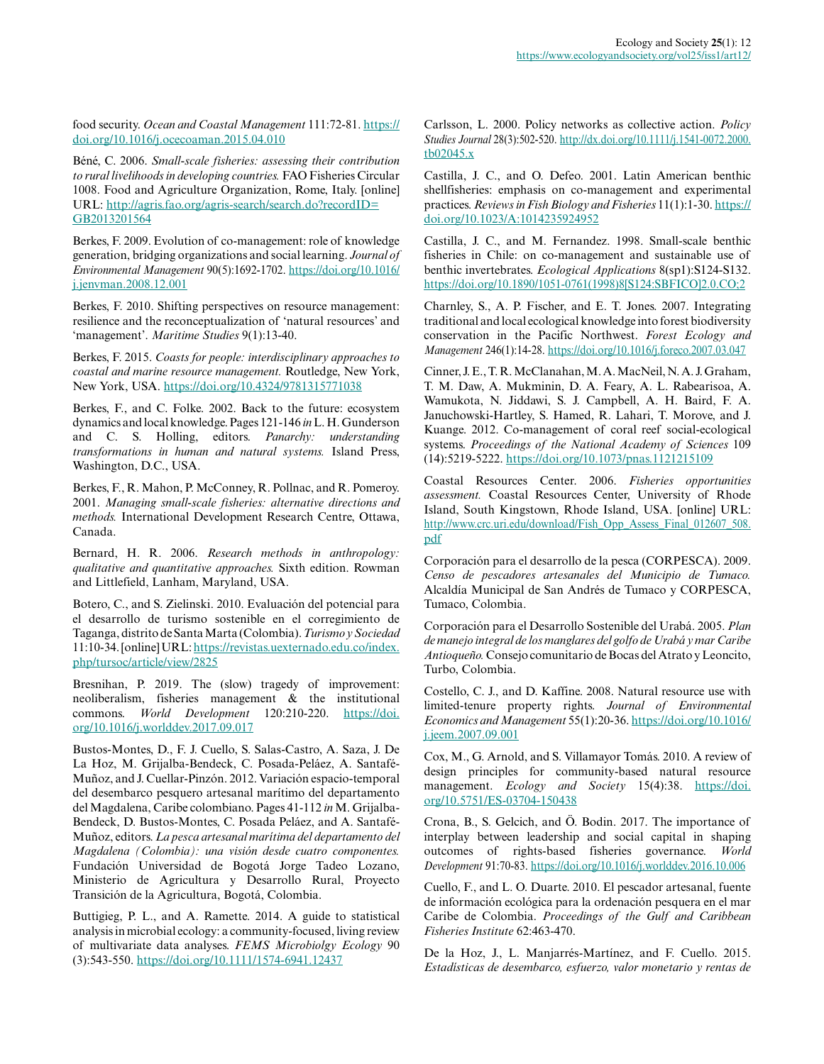food security. *Ocean and Coastal Management* 111:72-81. https://doi.org/10.1016/j.ocecoaman.2015.04.010

Béné, C. 2006. *Small-scale fisheries: assessing their contribution to rural livelihoods in developing countries.* FAO Fisheries Circular 1008. Food and Agriculture Organization, Rome, Italy. [online] URL: http://agris.fao.org/agris-search/search.do?recordID=GB2013201564

Berkes, F. 2009. Evolution of co-management: role of knowledge generation, bridging organizations and social learning. *Journal of Environmental Management* 90(5):1692-1702. https://doi.org/10.1016/j.jenvman.2008.12.001

Berkes, F. 2010. Shifting perspectives on resource management: resilience and the reconceptualization of 'natural resources' and 'management'. *Maritime Studies* 9(1):13-40.

Berkes, F. 2015. *Coasts for people: interdisciplinary approaches to coastal and marine resource management.* Routledge, New York, New York, USA. https://doi.org/10.4324/9781315771038

Berkes, F., and C. Folke. 2002. Back to the future: ecosystem dynamics and local knowledge. Pages 121-146 *in* L. H. Gunderson and C. S. Holling, editors. *Panarchy: understanding transformations in human and natural systems.* Island Press, Washington, D.C., USA.

Berkes, F., R. Mahon, P. McConney, R. Pollnac, and R. Pomeroy. 2001. *Managing small-scale fisheries: alternative directions and methods.* International Development Research Centre, Ottawa, Canada.

Bernard, H. R. 2006. *Research methods in anthropology: qualitative and quantitative approaches.* Sixth edition. Rowman and Littlefield, Lanham, Maryland, USA.

Botero, C., and S. Zielinski. 2010. Evaluación del potencial para el desarrollo de turismo sostenible en el corregimiento de Taganga, distrito de Santa Marta (Colombia). *Turismo y Sociedad* 11:10-34. [online] URL: https://revistas.uexternado.edu.co/index.php/tursoc/article/view/2825

Bresnihan, P. 2019. The (slow) tragedy of improvement: neoliberalism, fisheries management & the institutional commons. *World Development* 120:210-220. https://doi.org/10.1016/j.worlddev.2017.09.017

Bustos-Montes, D., F. J. Cuello, S. Salas-Castro, A. Saza, J. De La Hoz, M. Grijalba-Bendeck, C. Posada-Peláez, A. Santafé-Muñoz, and J. Cuellar-Pinzón. 2012. Variación espacio-temporal del desembarco pesquero artesanal marítimo del departamento del Magdalena, Caribe colombiano. Pages 41-112 *in* M. Grijalba-Bendeck, D. Bustos-Montes, C. Posada Peláez, and A. Santafé-Muñoz, editors. *La pesca artesanal marítima del departamento del Magdalena (Colombia): una visión desde cuatro componentes.* Fundación Universidad de Bogotá Jorge Tadeo Lozano, Ministerio de Agricultura y Desarrollo Rural, Proyecto Transición de la Agricultura, Bogotá, Colombia.

Buttigieg, P. L., and A. Ramette. 2014. A guide to statistical analysis in microbial ecology: a community-focused, living review of multivariate data analyses. *FEMS Microbiolgy Ecology* 90 (3):543-550. https://doi.org/10.1111/1574-6941.12437

Carlsson, L. 2000. Policy networks as collective action. *Policy Studies Journal* 28(3):502-520. http://dx.doi.org/10.1111/j.1541-0072.2000.tb02045.x

Castilla, J. C., and O. Defeo. 2001. Latin American benthic shellfisheries: emphasis on co-management and experimental practices. *Reviews in Fish Biology and Fisheries* 11(1):1-30. https://doi.org/10.1023/A:1014235924952

Castilla, J. C., and M. Fernandez. 1998. Small-scale benthic fisheries in Chile: on co-management and sustainable use of benthic invertebrates. *Ecological Applications* 8(sp1):S124-S132. https://doi.org/10.1890/1051-0761(1998)8[S124:SBFICO]2.0.CO;2

Charnley, S., A. P. Fischer, and E. T. Jones. 2007. Integrating traditional and local ecological knowledge into forest biodiversity conservation in the Pacific Northwest. *Forest Ecology and Management* 246(1):14-28. https://doi.org/10.1016/j.foreco.2007.03.047

Cinner, J. E., T. R. McClanahan, M. A. MacNeil, N. A. J. Graham, T. M. Daw, A. Mukminin, D. A. Feary, A. L. Rabearisoa, A. Wamukota, N. Jiddawi, S. J. Campbell, A. H. Baird, F. A. Januchowski-Hartley, S. Hamed, R. Lahari, T. Morove, and J. Kuange. 2012. Co-management of coral reef social-ecological systems. *Proceedings of the National Academy of Sciences* 109 (14):5219-5222. https://doi.org/10.1073/pnas.1121215109

Coastal Resources Center. 2006. *Fisheries opportunities assessment.* Coastal Resources Center, University of Rhode Island, South Kingstown, Rhode Island, USA. [online] URL: http://www.crc.uri.edu/download/Fish_Opp_Assess_Final_012607_508.pdf

Corporación para el desarrollo de la pesca (CORPESCA). 2009. *Censo de pescadores artesanales del Municipio de Tumaco.* Alcaldía Municipal de San Andrés de Tumaco y CORPESCA, Tumaco, Colombia.

Corporación para el Desarrollo Sostenible del Urabá. 2005. *Plan de manejo integral de los manglares del golfo de Urabá y mar Caribe Antioqueño.* Consejo comunitario de Bocas del Atrato y Leoncito, Turbo, Colombia.

Costello, C. J., and D. Kaffine. 2008. Natural resource use with limited-tenure property rights. *Journal of Environmental Economics and Management* 55(1):20-36. https://doi.org/10.1016/j.jeem.2007.09.001

Cox, M., G. Arnold, and S. Villamayor Tomás. 2010. A review of design principles for community-based natural resource management. *Ecology and Society* 15(4):38. https://doi.org/10.5751/ES-03704-150438

Crona, B., S. Gelcich, and Ö. Bodin. 2017. The importance of interplay between leadership and social capital in shaping outcomes of rights-based fisheries governance. *World Development* 91:70-83. https://doi.org/10.1016/j.worlddev.2016.10.006

Cuello, F., and L. O. Duarte. 2010. El pescador artesanal, fuente de información ecológica para la ordenación pesquera en el mar Caribe de Colombia. *Proceedings of the Gulf and Caribbean Fisheries Institute* 62:463-470.

De la Hoz, J., L. Manjarrés-Martínez, and F. Cuello. 2015. *Estadísticas de desembarco, esfuerzo, valor monetario y rentas de*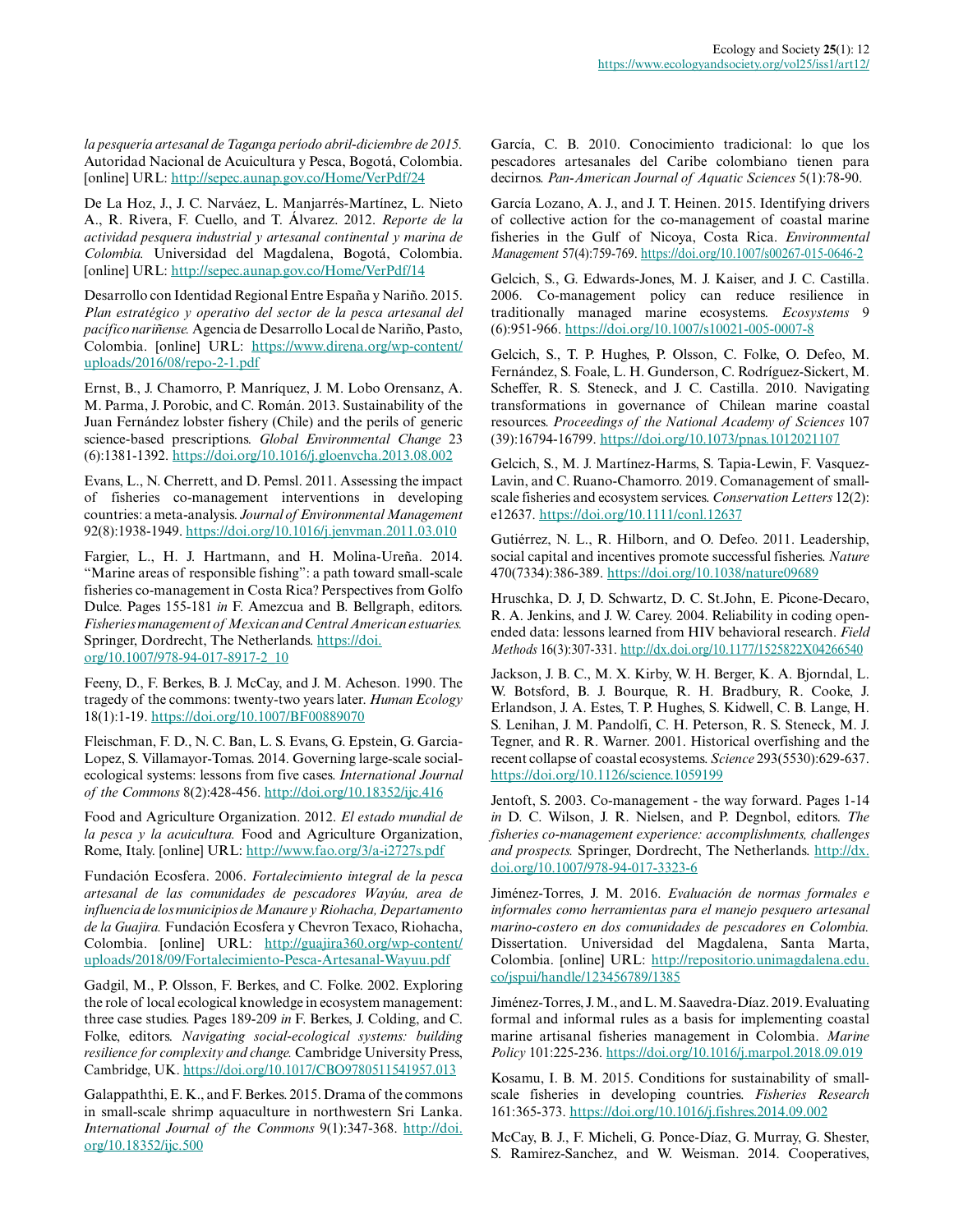*la pesquería artesanal de Taganga período abril-diciembre de 2015.* Autoridad Nacional de Acuicultura y Pesca, Bogotá, Colombia. [online] URL: http://sepec.aunap.gov.co/Home/VerPdf/24

De La Hoz, J., J. C. Narváez, L. Manjarrés-Martínez, L. Nieto A., R. Rivera, F. Cuello, and T. Álvarez. 2012. *Reporte de la actividad pesquera industrial y artesanal continental y marina de Colombia.* Universidad del Magdalena, Bogotá, Colombia. [online] URL: http://sepec.aunap.gov.co/Home/VerPdf/14

Desarrollo con Identidad Regional Entre España y Nariño. 2015. *Plan estratégico y operativo del sector de la pesca artesanal del pacífico nariñense.* Agencia de Desarrollo Local de Nariño, Pasto, Colombia. [online] URL: https://www.direna.org/wp-content/uploads/2016/08/repo-2-1.pdf

Ernst, B., J. Chamorro, P. Manríquez, J. M. Lobo Orensanz, A. M. Parma, J. Porobic, and C. Román. 2013. Sustainability of the Juan Fernández lobster fishery (Chile) and the perils of generic science-based prescriptions. *Global Environmental Change* 23 (6):1381-1392. https://doi.org/10.1016/j.gloenvcha.2013.08.002

Evans, L., N. Cherrett, and D. Pemsl. 2011. Assessing the impact of fisheries co-management interventions in developing countries: a meta-analysis. *Journal of Environmental Management* 92(8):1938-1949. https://doi.org/10.1016/j.jenvman.2011.03.010

Fargier, L., H. J. Hartmann, and H. Molina-Ureña. 2014. "Marine areas of responsible fishing": a path toward small-scale fisheries co-management in Costa Rica? Perspectives from Golfo Dulce. Pages 155-181 *in* F. Amezcua and B. Bellgraph, editors. *Fisheries management of Mexican and Central American estuaries.* Springer, Dordrecht, The Netherlands. https://doi.org/10.1007/978-94-017-8917-2_10

Feeny, D., F. Berkes, B. J. McCay, and J. M. Acheson. 1990. The tragedy of the commons: twenty-two years later. *Human Ecology* 18(1):1-19. https://doi.org/10.1007/BF00889070

Fleischman, F. D., N. C. Ban, L. S. Evans, G. Epstein, G. Garcia-Lopez, S. Villamayor-Tomas. 2014. Governing large-scale social-ecological systems: lessons from five cases. *International Journal of the Commons* 8(2):428-456. http://doi.org/10.18352/ijc.416

Food and Agriculture Organization. 2012. *El estado mundial de la pesca y la acuicultura.* Food and Agriculture Organization, Rome, Italy. [online] URL: http://www.fao.org/3/a-i2727s.pdf

Fundación Ecosfera. 2006. *Fortalecimiento integral de la pesca artesanal de las comunidades de pescadores Wayúu, area de influencia de los municipios de Manaure y Riohacha, Departamento de la Guajira.* Fundación Ecosfera y Chevron Texaco, Riohacha, Colombia. [online] URL: http://guajira360.org/wp-content/uploads/2018/09/Fortalecimiento-Pesca-Artesanal-Wayuu.pdf

Gadgil, M., P. Olsson, F. Berkes, and C. Folke. 2002. Exploring the role of local ecological knowledge in ecosystem management: three case studies. Pages 189-209 *in* F. Berkes, J. Colding, and C. Folke, editors. *Navigating social-ecological systems: building resilience for complexity and change.* Cambridge University Press, Cambridge, UK. https://doi.org/10.1017/CBO9780511541957.013

Galappaththi, E. K., and F. Berkes. 2015. Drama of the commons in small-scale shrimp aquaculture in northwestern Sri Lanka. *International Journal of the Commons* 9(1):347-368. http://doi.org/10.18352/ijc.500

García, C. B. 2010. Conocimiento tradicional: lo que los pescadores artesanales del Caribe colombiano tienen para decirnos. *Pan-American Journal of Aquatic Sciences* 5(1):78-90.

García Lozano, A. J., and J. T. Heinen. 2015. Identifying drivers of collective action for the co-management of coastal marine fisheries in the Gulf of Nicoya, Costa Rica. *Environmental Management* 57(4):759-769. https://doi.org/10.1007/s00267-015-0646-2

Gelcich, S., G. Edwards-Jones, M. J. Kaiser, and J. C. Castilla. 2006. Co-management policy can reduce resilience in traditionally managed marine ecosystems. *Ecosystems* 9 (6):951-966. https://doi.org/10.1007/s10021-005-0007-8

Gelcich, S., T. P. Hughes, P. Olsson, C. Folke, O. Defeo, M. Fernández, S. Foale, L. H. Gunderson, C. Rodríguez-Sickert, M. Scheffer, R. S. Steneck, and J. C. Castilla. 2010. Navigating transformations in governance of Chilean marine coastal resources. *Proceedings of the National Academy of Sciences* 107 (39):16794-16799. https://doi.org/10.1073/pnas.1012021107

Gelcich, S., M. J. Martínez-Harms, S. Tapia-Lewin, F. Vasquez-Lavin, and C. Ruano-Chamorro. 2019. Comanagement of small-scale fisheries and ecosystem services. *Conservation Letters* 12(2): e12637. https://doi.org/10.1111/conl.12637

Gutiérrez, N. L., R. Hilborn, and O. Defeo. 2011. Leadership, social capital and incentives promote successful fisheries. *Nature* 470(7334):386-389. https://doi.org/10.1038/nature09689

Hruschka, D. J, D. Schwartz, D. C. St.John, E. Picone-Decaro, R. A. Jenkins, and J. W. Carey. 2004. Reliability in coding open-ended data: lessons learned from HIV behavioral research. *Field Methods* 16(3):307-331. http://dx.doi.org/10.1177/1525822X04266540

Jackson, J. B. C., M. X. Kirby, W. H. Berger, K. A. Bjorndal, L. W. Botsford, B. J. Bourque, R. H. Bradbury, R. Cooke, J. Erlandson, J. A. Estes, T. P. Hughes, S. Kidwell, C. B. Lange, H. S. Lenihan, J. M. Pandolfi, C. H. Peterson, R. S. Steneck, M. J. Tegner, and R. R. Warner. 2001. Historical overfishing and the recent collapse of coastal ecosystems. *Science* 293(5530):629-637. https://doi.org/10.1126/science.1059199

Jentoft, S. 2003. Co-management - the way forward. Pages 1-14 *in* D. C. Wilson, J. R. Nielsen, and P. Degnbol, editors. *The fisheries co-management experience: accomplishments, challenges and prospects.* Springer, Dordrecht, The Netherlands. http://dx.doi.org/10.1007/978-94-017-3323-6

Jiménez-Torres, J. M. 2016. *Evaluación de normas formales e informales como herramientas para el manejo pesquero artesanal marino-costero en dos comunidades de pescadores en Colombia.* Dissertation. Universidad del Magdalena, Santa Marta, Colombia. [online] URL: http://repositorio.unimagdalena.edu.co/jspui/handle/123456789/1385

Jiménez-Torres, J. M., and L. M. Saavedra-Díaz. 2019. Evaluating formal and informal rules as a basis for implementing coastal marine artisanal fisheries management in Colombia. *Marine Policy* 101:225-236. https://doi.org/10.1016/j.marpol.2018.09.019

Kosamu, I. B. M. 2015. Conditions for sustainability of small-scale fisheries in developing countries. *Fisheries Research* 161:365-373. https://doi.org/10.1016/j.fishres.2014.09.002

McCay, B. J., F. Micheli, G. Ponce-Díaz, G. Murray, G. Shester, S. Ramirez-Sanchez, and W. Weisman. 2014. Cooperatives,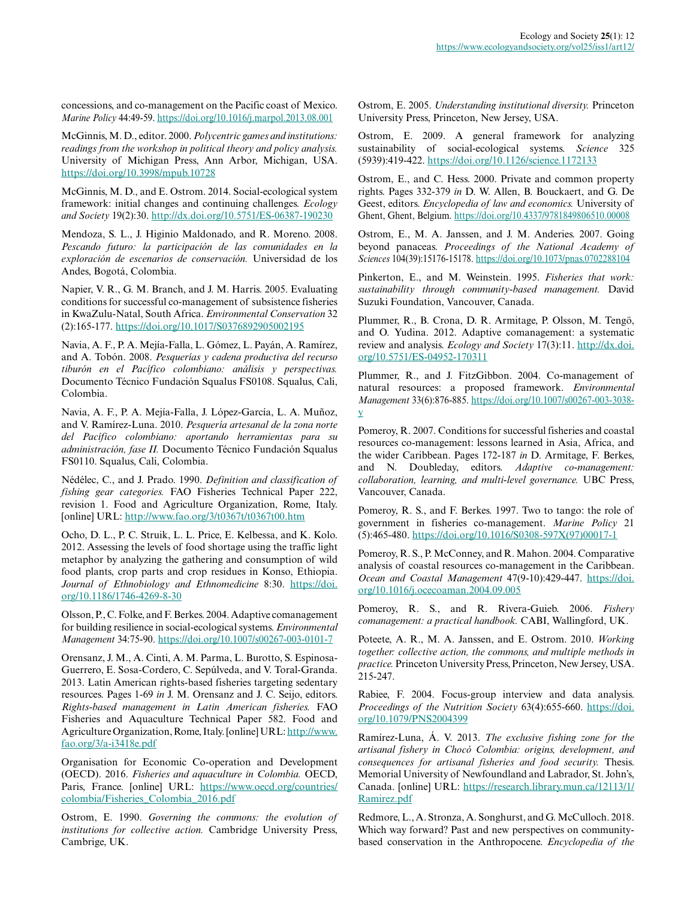concessions, and co-management on the Pacific coast of Mexico. *Marine Policy* 44:49-59. https://doi.org/10.1016/j.marpol.2013.08.001

McGinnis, M. D., editor. 2000. *Polycentric games and institutions: readings from the workshop in political theory and policy analysis.* University of Michigan Press, Ann Arbor, Michigan, USA. https://doi.org/10.3998/mpub.10728

McGinnis, M. D., and E. Ostrom. 2014. Social-ecological system framework: initial changes and continuing challenges. *Ecology and Society* 19(2):30. http://dx.doi.org/10.5751/ES-06387-190230

Mendoza, S. L., J. Higinio Maldonado, and R. Moreno. 2008. *Pescando futuro: la participación de las comunidades en la exploración de escenarios de conservación.* Universidad de los Andes, Bogotá, Colombia.

Napier, V. R., G. M. Branch, and J. M. Harris. 2005. Evaluating conditions for successful co-management of subsistence fisheries in KwaZulu-Natal, South Africa. *Environmental Conservation* 32 (2):165-177. https://doi.org/10.1017/S0376892905002195

Navia, A. F., P. A. Mejía-Falla, L. Gómez, L. Payán, A. Ramírez, and A. Tobón. 2008. *Pesquerías y cadena productiva del recurso tiburón en el Pacífico colombiano: análisis y perspectivas.* Documento Técnico Fundación Squalus FS0108. Squalus, Cali, Colombia.

Navia, A. F., P. A. Mejía-Falla, J. López-García, L. A. Muñoz, and V. Ramírez-Luna. 2010. *Pesquería artesanal de la zona norte del Pacífico colombiano: aportando herramientas para su administración, fase II.* Documento Técnico Fundación Squalus FS0110. Squalus, Cali, Colombia.

Nédélec, C., and J. Prado. 1990. *Definition and classification of fishing gear categories.* FAO Fisheries Technical Paper 222, revision 1. Food and Agriculture Organization, Rome, Italy. [online] URL: http://www.fao.org/3/t0367t/t0367t00.htm

Ocho, D. L., P. C. Struik, L. L. Price, E. Kelbessa, and K. Kolo. 2012. Assessing the levels of food shortage using the traffic light metaphor by analyzing the gathering and consumption of wild food plants, crop parts and crop residues in Konso, Ethiopia. *Journal of Ethnobiology and Ethnomedicine* 8:30. https://doi.org/10.1186/1746-4269-8-30

Olsson, P., C. Folke, and F. Berkes. 2004. Adaptive comanagement for building resilience in social-ecological systems. *Environmental Management* 34:75-90. https://doi.org/10.1007/s00267-003-0101-7

Orensanz, J. M., A. Cinti, A. M. Parma, L. Burotto, S. Espinosa-Guerrero, E. Sosa-Cordero, C. Sepúlveda, and V. Toral-Granda. 2013. Latin American rights-based fisheries targeting sedentary resources. Pages 1-69 *in* J. M. Orensanz and J. C. Seijo, editors. *Rights-based management in Latin American fisheries.* FAO Fisheries and Aquaculture Technical Paper 582. Food and Agriculture Organization, Rome, Italy. [online] URL: http://www.fao.org/3/a-i3418e.pdf

Organisation for Economic Co-operation and Development (OECD). 2016. *Fisheries and aquaculture in Colombia.* OECD, Paris, France. [online] URL: https://www.oecd.org/countries/colombia/Fisheries_Colombia_2016.pdf

Ostrom, E. 1990. *Governing the commons: the evolution of institutions for collective action.* Cambridge University Press, Cambrige, UK.

Ostrom, E. 2005. *Understanding institutional diversity.* Princeton University Press, Princeton, New Jersey, USA.

Ostrom, E. 2009. A general framework for analyzing sustainability of social-ecological systems. *Science* 325 (5939):419-422. https://doi.org/10.1126/science.1172133

Ostrom, E., and C. Hess. 2000. Private and common property rights. Pages 332-379 *in* D. W. Allen, B. Bouckaert, and G. De Geest, editors. *Encyclopedia of law and economics.* University of Ghent, Ghent, Belgium. https://doi.org/10.4337/9781849806510.00008

Ostrom, E., M. A. Janssen, and J. M. Anderies. 2007. Going beyond panaceas. *Proceedings of the National Academy of Sciences* 104(39):15176-15178. https://doi.org/10.1073/pnas.0702288104

Pinkerton, E., and M. Weinstein. 1995. *Fisheries that work: sustainability through community-based management.* David Suzuki Foundation, Vancouver, Canada.

Plummer, R., B. Crona, D. R. Armitage, P. Olsson, M. Tengö, and O. Yudina. 2012. Adaptive comanagement: a systematic review and analysis. *Ecology and Society* 17(3):11. http://dx.doi.org/10.5751/ES-04952-170311

Plummer, R., and J. FitzGibbon. 2004. Co-management of natural resources: a proposed framework. *Environmental Management* 33(6):876-885. https://doi.org/10.1007/s00267-003-3038-y

Pomeroy, R. 2007. Conditions for successful fisheries and coastal resources co-management: lessons learned in Asia, Africa, and the wider Caribbean. Pages 172-187 *in* D. Armitage, F. Berkes, and N. Doubleday, editors. *Adaptive co-management: collaboration, learning, and multi-level governance.* UBC Press, Vancouver, Canada.

Pomeroy, R. S., and F. Berkes. 1997. Two to tango: the role of government in fisheries co-management. *Marine Policy* 21 (5):465-480. https://doi.org/10.1016/S0308-597X(97)00017-1

Pomeroy, R. S., P. McConney, and R. Mahon. 2004. Comparative analysis of coastal resources co-management in the Caribbean. *Ocean and Coastal Management* 47(9-10):429-447. https://doi.org/10.1016/j.ocecoaman.2004.09.005

Pomeroy, R. S., and R. Rivera-Guieb. 2006. *Fishery comanagement: a practical handbook.* CABI, Wallingford, UK.

Poteete, A. R., M. A. Janssen, and E. Ostrom. 2010. *Working together: collective action, the commons, and multiple methods in practice.* Princeton University Press, Princeton, New Jersey, USA. 215-247.

Rabiee, F. 2004. Focus-group interview and data analysis. *Proceedings of the Nutrition Society* 63(4):655-660. https://doi.org/10.1079/PNS2004399

Ramírez-Luna, Á. V. 2013. *The exclusive fishing zone for the artisanal fishery in Chocó Colombia: origins, development, and consequences for artisanal fisheries and food security.* Thesis. Memorial University of Newfoundland and Labrador, St. John's, Canada. [online] URL: https://research.library.mun.ca/12113/1/Ramirez.pdf

Redmore, L., A. Stronza, A. Songhurst, and G. McCulloch. 2018. Which way forward? Past and new perspectives on community-based conservation in the Anthropocene. *Encyclopedia of the*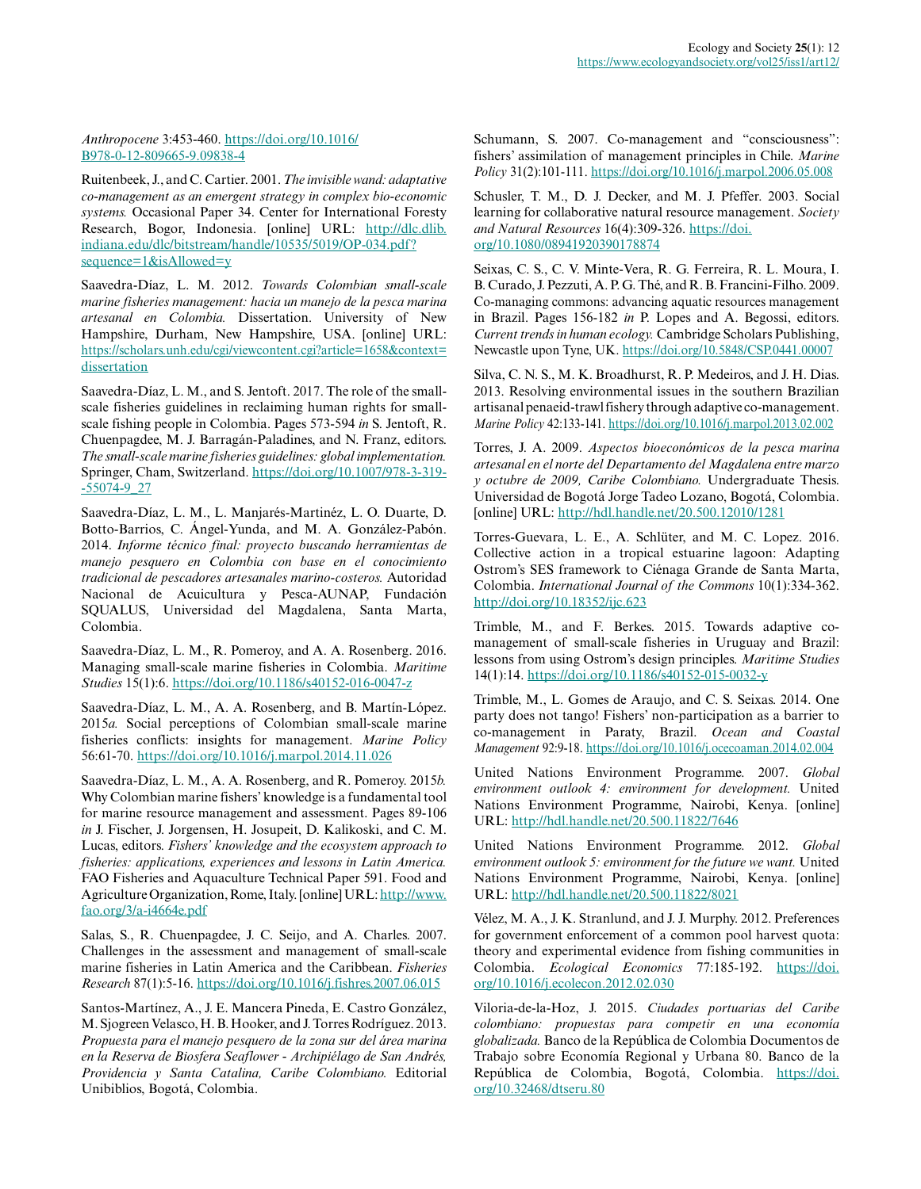*Anthropocene* 3:453-460. https://doi.org/10.1016/B978-0-12-809665-9.09838-4

Ruitenbeek, J., and C. Cartier. 2001. *The invisible wand: adaptative co-management as an emergent strategy in complex bio-economic systems.* Occasional Paper 34. Center for International Foresty Research, Bogor, Indonesia. [online] URL: http://dlc.dlib.indiana.edu/dlc/bitstream/handle/10535/5019/OP-034.pdf?sequence=1&isAllowed=y

Saavedra-Díaz, L. M. 2012. *Towards Colombian small-scale marine fisheries management: hacia un manejo de la pesca marina artesanal en Colombia.* Dissertation. University of New Hampshire, Durham, New Hampshire, USA. [online] URL: https://scholars.unh.edu/cgi/viewcontent.cgi?article=1658&context=dissertation

Saavedra-Díaz, L. M., and S. Jentoft. 2017. The role of the small-scale fisheries guidelines in reclaiming human rights for small-scale fishing people in Colombia. Pages 573-594 *in* S. Jentoft, R. Chuenpagdee, M. J. Barragán-Paladines, and N. Franz, editors. *The small-scale marine fisheries guidelines: global implementation.* Springer, Cham, Switzerland. https://doi.org/10.1007/978-3-319-55074-9_27

Saavedra-Díaz, L. M., L. Manjarés-Martinéz, L. O. Duarte, D. Botto-Barrios, C. Ángel-Yunda, and M. A. González-Pabón. 2014. *Informe técnico final: proyecto buscando herramientas de manejo pesquero en Colombia con base en el conocimiento tradicional de pescadores artesanales marino-costeros.* Autoridad Nacional de Acuicultura y Pesca-AUNAP, Fundación SQUALUS, Universidad del Magdalena, Santa Marta, Colombia.

Saavedra-Díaz, L. M., R. Pomeroy, and A. A. Rosenberg. 2016. Managing small-scale marine fisheries in Colombia. *Maritime Studies* 15(1):6. https://doi.org/10.1186/s40152-016-0047-z

Saavedra-Díaz, L. M., A. A. Rosenberg, and B. Martín-López. 2015*a.* Social perceptions of Colombian small-scale marine fisheries conflicts: insights for management. *Marine Policy* 56:61-70. https://doi.org/10.1016/j.marpol.2014.11.026

Saavedra-Díaz, L. M., A. A. Rosenberg, and R. Pomeroy. 2015*b.* Why Colombian marine fishers' knowledge is a fundamental tool for marine resource management and assessment. Pages 89-106 *in* J. Fischer, J. Jorgensen, H. Josupeit, D. Kalikoski, and C. M. Lucas, editors. *Fishers' knowledge and the ecosystem approach to fisheries: applications, experiences and lessons in Latin America.* FAO Fisheries and Aquaculture Technical Paper 591. Food and Agriculture Organization, Rome, Italy. [online] URL: http://www.fao.org/3/a-i4664e.pdf

Salas, S., R. Chuenpagdee, J. C. Seijo, and A. Charles. 2007. Challenges in the assessment and management of small-scale marine fisheries in Latin America and the Caribbean. *Fisheries Research* 87(1):5-16. https://doi.org/10.1016/j.fishres.2007.06.015

Santos-Martínez, A., J. E. Mancera Pineda, E. Castro González, M. Sjogreen Velasco, H. B. Hooker, and J. Torres Rodríguez. 2013. *Propuesta para el manejo pesquero de la zona sur del área marina en la Reserva de Biosfera Seaflower - Archipiélago de San Andrés, Providencia y Santa Catalina, Caribe Colombiano.* Editorial Unibiblios, Bogotá, Colombia.

Schumann, S. 2007. Co-management and "consciousness": fishers' assimilation of management principles in Chile. *Marine Policy* 31(2):101-111. https://doi.org/10.1016/j.marpol.2006.05.008

Schusler, T. M., D. J. Decker, and M. J. Pfeffer. 2003. Social learning for collaborative natural resource management. *Society and Natural Resources* 16(4):309-326. https://doi.org/10.1080/08941920390178874

Seixas, C. S., C. V. Minte-Vera, R. G. Ferreira, R. L. Moura, I. B. Curado, J. Pezzuti, A. P. G. Thé, and R. B. Francini-Filho. 2009. Co-managing commons: advancing aquatic resources management in Brazil. Pages 156-182 *in* P. Lopes and A. Begossi, editors. *Current trends in human ecology.* Cambridge Scholars Publishing, Newcastle upon Tyne, UK. https://doi.org/10.5848/CSP.0441.00007

Silva, C. N. S., M. K. Broadhurst, R. P. Medeiros, and J. H. Dias. 2013. Resolving environmental issues in the southern Brazilian artisanal penaeid-trawl fishery through adaptive co-management. *Marine Policy* 42:133-141. https://doi.org/10.1016/j.marpol.2013.02.002

Torres, J. A. 2009. *Aspectos bioeconómicos de la pesca marina artesanal en el norte del Departamento del Magdalena entre marzo y octubre de 2009, Caribe Colombiano.* Undergraduate Thesis. Universidad de Bogotá Jorge Tadeo Lozano, Bogotá, Colombia. [online] URL: http://hdl.handle.net/20.500.12010/1281

Torres-Guevara, L. E., A. Schlüter, and M. C. Lopez. 2016. Collective action in a tropical estuarine lagoon: Adapting Ostrom's SES framework to Ciénaga Grande de Santa Marta, Colombia. *International Journal of the Commons* 10(1):334-362. http://doi.org/10.18352/ijc.623

Trimble, M., and F. Berkes. 2015. Towards adaptive co-management of small-scale fisheries in Uruguay and Brazil: lessons from using Ostrom's design principles. *Maritime Studies* 14(1):14. https://doi.org/10.1186/s40152-015-0032-y

Trimble, M., L. Gomes de Araujo, and C. S. Seixas. 2014. One party does not tango! Fishers' non-participation as a barrier to co-management in Paraty, Brazil. *Ocean and Coastal Management* 92:9-18. https://doi.org/10.1016/j.ocecoaman.2014.02.004

United Nations Environment Programme. 2007. *Global environment outlook 4: environment for development.* United Nations Environment Programme, Nairobi, Kenya. [online] URL: http://hdl.handle.net/20.500.11822/7646

United Nations Environment Programme. 2012. *Global environment outlook 5: environment for the future we want.* United Nations Environment Programme, Nairobi, Kenya. [online] URL: http://hdl.handle.net/20.500.11822/8021

Vélez, M. A., J. K. Stranlund, and J. J. Murphy. 2012. Preferences for government enforcement of a common pool harvest quota: theory and experimental evidence from fishing communities in Colombia. *Ecological Economics* 77:185-192. https://doi.org/10.1016/j.ecolecon.2012.02.030

Viloria-de-la-Hoz, J. 2015. *Ciudades portuarias del Caribe colombiano: propuestas para competir en una economía globalizada.* Banco de la República de Colombia Documentos de Trabajo sobre Economía Regional y Urbana 80. Banco de la República de Colombia, Bogotá, Colombia. https://doi.org/10.32468/dtseru.80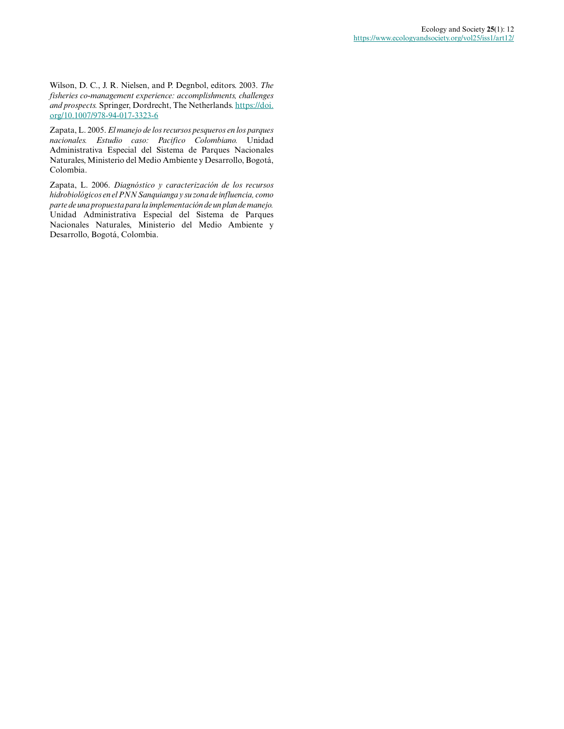Wilson, D. C., J. R. Nielsen, and P. Degnbol, editors. 2003. *The fisheries co-management experience: accomplishments, challenges and prospects.* Springer, Dordrecht, The Netherlands. https://doi.org/10.1007/978-94-017-3323-6

Zapata, L. 2005. *El manejo de los recursos pesqueros en los parques nacionales. Estudio caso: Pacifico Colombiano.* Unidad Administrativa Especial del Sistema de Parques Nacionales Naturales, Ministerio del Medio Ambiente y Desarrollo, Bogotá, Colombia.

Zapata, L. 2006. *Diagnóstico y caracterización de los recursos hidrobiológicos en el PNN Sanquianga y su zona de influencia, como parte de una propuesta para la implementación de un plan de manejo.* Unidad Administrativa Especial del Sistema de Parques Nacionales Naturales, Ministerio del Medio Ambiente y Desarrollo, Bogotá, Colombia.